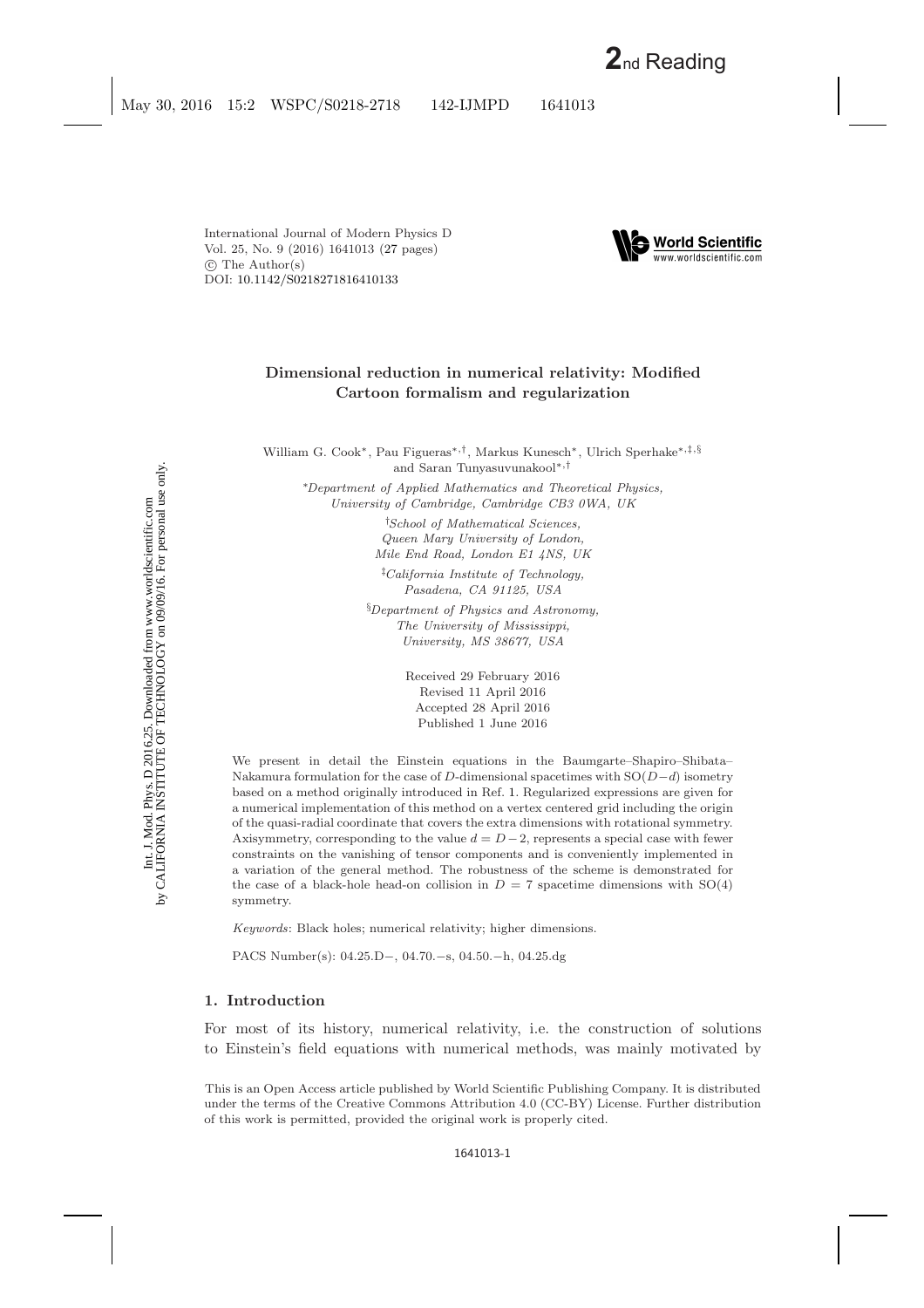International Journal of Modern Physics D
Vol. 25, No. 9 (2016) 1641013 (27 pages)
© The Author(s)
DOI: 10.1142/S0218271816410133

# Dimensional reduction in numerical relativity: Modified Cartoon formalism and regularization

William G. Cook[*], Pau Figueras[*,†], Markus Kunesch[*], Ulrich Sperhake[*,‡,§] and Saran Tunyasuvunakool[*,†]

[*]*Department of Applied Mathematics and Theoretical Physics, University of Cambridge, Cambridge CB3 0WA, UK*

[†]*School of Mathematical Sciences, Queen Mary University of London, Mile End Road, London E1 4NS, UK*

[‡]*California Institute of Technology, Pasadena, CA 91125, USA*

[§]*Department of Physics and Astronomy, The University of Mississippi, University, MS 38677, USA*

Received 29 February 2016
Revised 11 April 2016
Accepted 28 April 2016
Published 1 June 2016

We present in detail the Einstein equations in the Baumgarte–Shapiro–Shibata–Nakamura formulation for the case of $D$-dimensional spacetimes with $SO(D-d)$ isometry based on a method originally introduced in Ref. 1. Regularized expressions are given for a numerical implementation of this method on a vertex centered grid including the origin of the quasi-radial coordinate that covers the extra dimensions with rotational symmetry. Axisymmetry, corresponding to the value $d = D-2$, represents a special case with fewer constraints on the vanishing of tensor components and is conveniently implemented in a variation of the general method. The robustness of the scheme is demonstrated for the case of a black-hole head-on collision in $D = 7$ spacetime dimensions with $SO(4)$ symmetry.

*Keywords*: Black holes; numerical relativity; higher dimensions.

PACS Number(s): 04.25.D−, 04.70.−s, 04.50.−h, 04.25.dg

## 1. Introduction

For most of its history, numerical relativity, i.e. the construction of solutions to Einstein's field equations with numerical methods, was mainly motivated by

This is an Open Access article published by World Scientific Publishing Company. It is distributed under the terms of the Creative Commons Attribution 4.0 (CC-BY) License. Further distribution of this work is permitted, provided the original work is properly cited.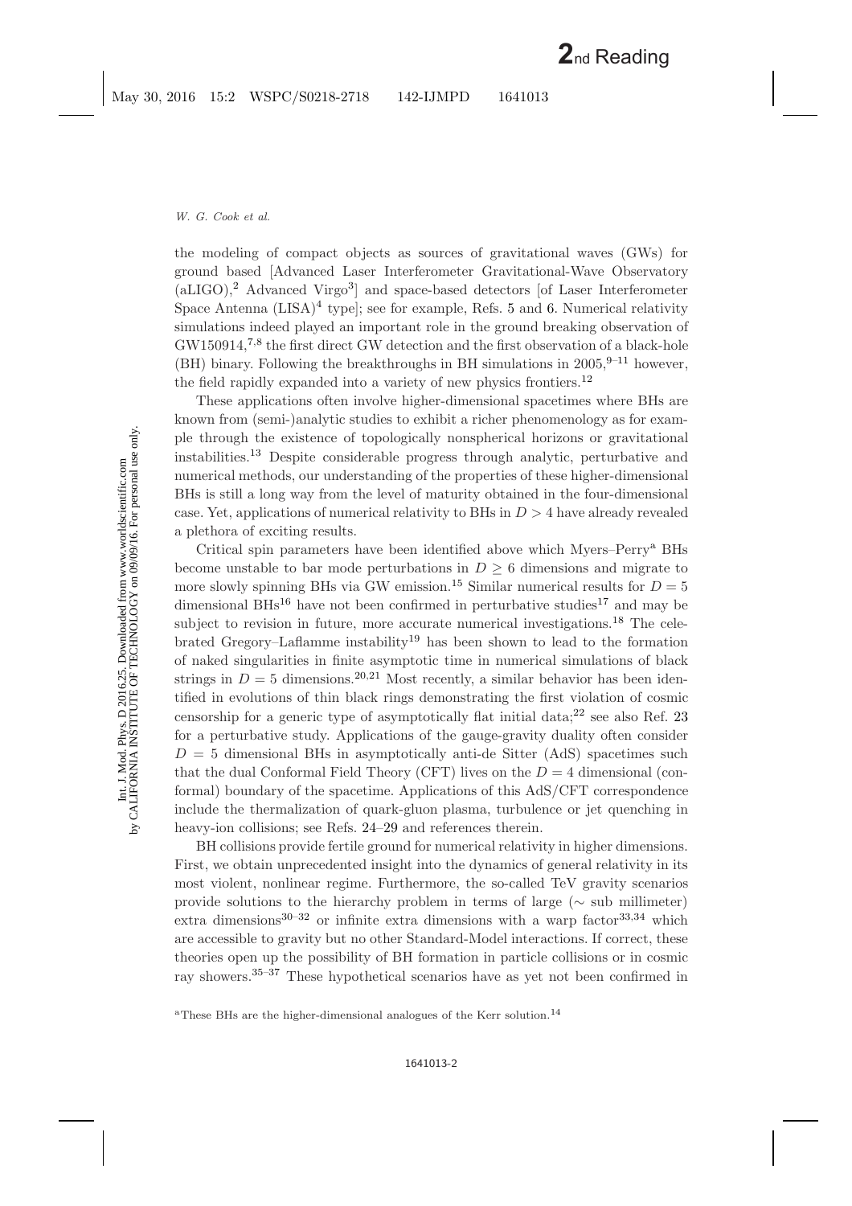the modeling of compact objects as sources of gravitational waves (GWs) for ground based [Advanced Laser Interferometer Gravitational-Wave Observatory (aLIGO),[2] Advanced Virgo[3]] and space-based detectors [of Laser Interferometer Space Antenna (LISA)[4] type]; see for example, Refs. 5 and 6. Numerical relativity simulations indeed played an important role in the ground breaking observation of GW150914,[7,8] the first direct GW detection and the first observation of a black-hole (BH) binary. Following the breakthroughs in BH simulations in 2005,[9–11] however, the field rapidly expanded into a variety of new physics frontiers.[12]

These applications often involve higher-dimensional spacetimes where BHs are known from (semi-)analytic studies to exhibit a richer phenomenology as for example through the existence of topologically nonspherical horizons or gravitational instabilities.[13] Despite considerable progress through analytic, perturbative and numerical methods, our understanding of the properties of these higher-dimensional BHs is still a long way from the level of maturity obtained in the four-dimensional case. Yet, applications of numerical relativity to BHs in $D > 4$ have already revealed a plethora of exciting results.

Critical spin parameters have been identified above which Myers–Perry[a] BHs become unstable to bar mode perturbations in $D \geq 6$ dimensions and migrate to more slowly spinning BHs via GW emission.[15] Similar numerical results for $D = 5$ dimensional BHs[16] have not been confirmed in perturbative studies[17] and may be subject to revision in future, more accurate numerical investigations.[18] The celebrated Gregory–Laflamme instability[19] has been shown to lead to the formation of naked singularities in finite asymptotic time in numerical simulations of black strings in $D = 5$ dimensions.[20,21] Most recently, a similar behavior has been identified in evolutions of thin black rings demonstrating the first violation of cosmic censorship for a generic type of asymptotically flat initial data;[22] see also Ref. 23 for a perturbative study. Applications of the gauge-gravity duality often consider $D = 5$ dimensional BHs in asymptotically anti-de Sitter (AdS) spacetimes such that the dual Conformal Field Theory (CFT) lives on the $D = 4$ dimensional (conformal) boundary of the spacetime. Applications of this AdS/CFT correspondence include the thermalization of quark-gluon plasma, turbulence or jet quenching in heavy-ion collisions; see Refs. 24–29 and references therein.

BH collisions provide fertile ground for numerical relativity in higher dimensions. First, we obtain unprecedented insight into the dynamics of general relativity in its most violent, nonlinear regime. Furthermore, the so-called TeV gravity scenarios provide solutions to the hierarchy problem in terms of large ($\sim$ sub millimeter) extra dimensions[30–32] or infinite extra dimensions with a warp factor[33,34] which are accessible to gravity but no other Standard-Model interactions. If correct, these theories open up the possibility of BH formation in particle collisions or in cosmic ray showers.[35–37] These hypothetical scenarios have as yet not been confirmed in

[a] These BHs are the higher-dimensional analogues of the Kerr solution.[14]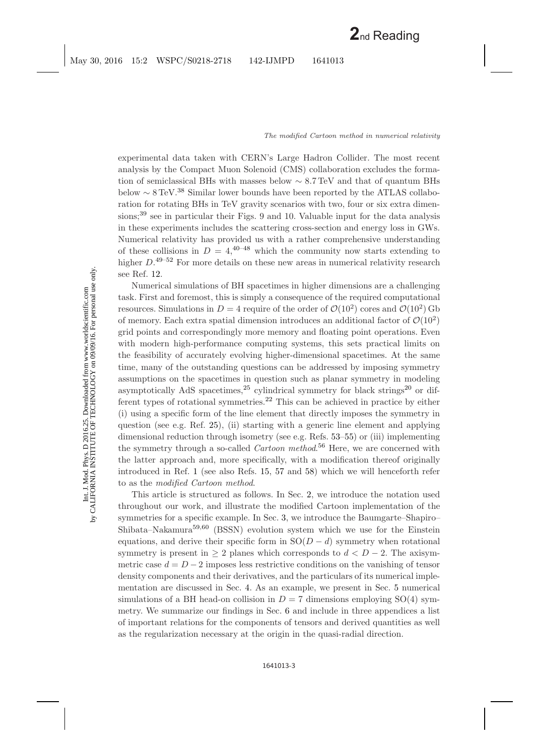experimental data taken with CERN's Large Hadron Collider. The most recent analysis by the Compact Muon Solenoid (CMS) collaboration excludes the formation of semiclassical BHs with masses below $\sim 8.7\,\text{TeV}$ and that of quantum BHs below $\sim 8\,\text{TeV}$.[38] Similar lower bounds have been reported by the ATLAS collaboration for rotating BHs in TeV gravity scenarios with two, four or six extra dimensions;[39] see in particular their Figs. 9 and 10. Valuable input for the data analysis in these experiments includes the scattering cross-section and energy loss in GWs. Numerical relativity has provided us with a rather comprehensive understanding of these collisions in $D = 4$,[40–48] which the community now starts extending to higher $D$.[49–52] For more details on these new areas in numerical relativity research see Ref. 12.

Numerical simulations of BH spacetimes in higher dimensions are a challenging task. First and foremost, this is simply a consequence of the required computational resources. Simulations in $D = 4$ require of the order of $\mathcal{O}(10^2)$ cores and $\mathcal{O}(10^2)$ Gb of memory. Each extra spatial dimension introduces an additional factor of $\mathcal{O}(10^2)$ grid points and correspondingly more memory and floating point operations. Even with modern high-performance computing systems, this sets practical limits on the feasibility of accurately evolving higher-dimensional spacetimes. At the same time, many of the outstanding questions can be addressed by imposing symmetry assumptions on the spacetimes in question such as planar symmetry in modeling asymptotically AdS spacetimes,[25] cylindrical symmetry for black strings[20] or different types of rotational symmetries.[22] This can be achieved in practice by either (i) using a specific form of the line element that directly imposes the symmetry in question (see e.g. Ref. 25), (ii) starting with a generic line element and applying dimensional reduction through isometry (see e.g. Refs. 53–55) or (iii) implementing the symmetry through a so-called *Cartoon method*.[56] Here, we are concerned with the latter approach and, more specifically, with a modification thereof originally introduced in Ref. 1 (see also Refs. 15, 57 and 58) which we will henceforth refer to as the *modified Cartoon method*.

This article is structured as follows. In Sec. 2, we introduce the notation used throughout our work, and illustrate the modified Cartoon implementation of the symmetries for a specific example. In Sec. 3, we introduce the Baumgarte–Shapiro–Shibata–Nakamura[59,60] (BSSN) evolution system which we use for the Einstein equations, and derive their specific form in $\text{SO}(D-d)$ symmetry when rotational symmetry is present in $\geq 2$ planes which corresponds to $d < D-2$. The axisymmetric case $d = D-2$ imposes less restrictive conditions on the vanishing of tensor density components and their derivatives, and the particulars of its numerical implementation are discussed in Sec. 4. As an example, we present in Sec. 5 numerical simulations of a BH head-on collision in $D = 7$ dimensions employing $\text{SO}(4)$ symmetry. We summarize our findings in Sec. 6 and include in three appendices a list of important relations for the components of tensors and derived quantities as well as the regularization necessary at the origin in the quasi-radial direction.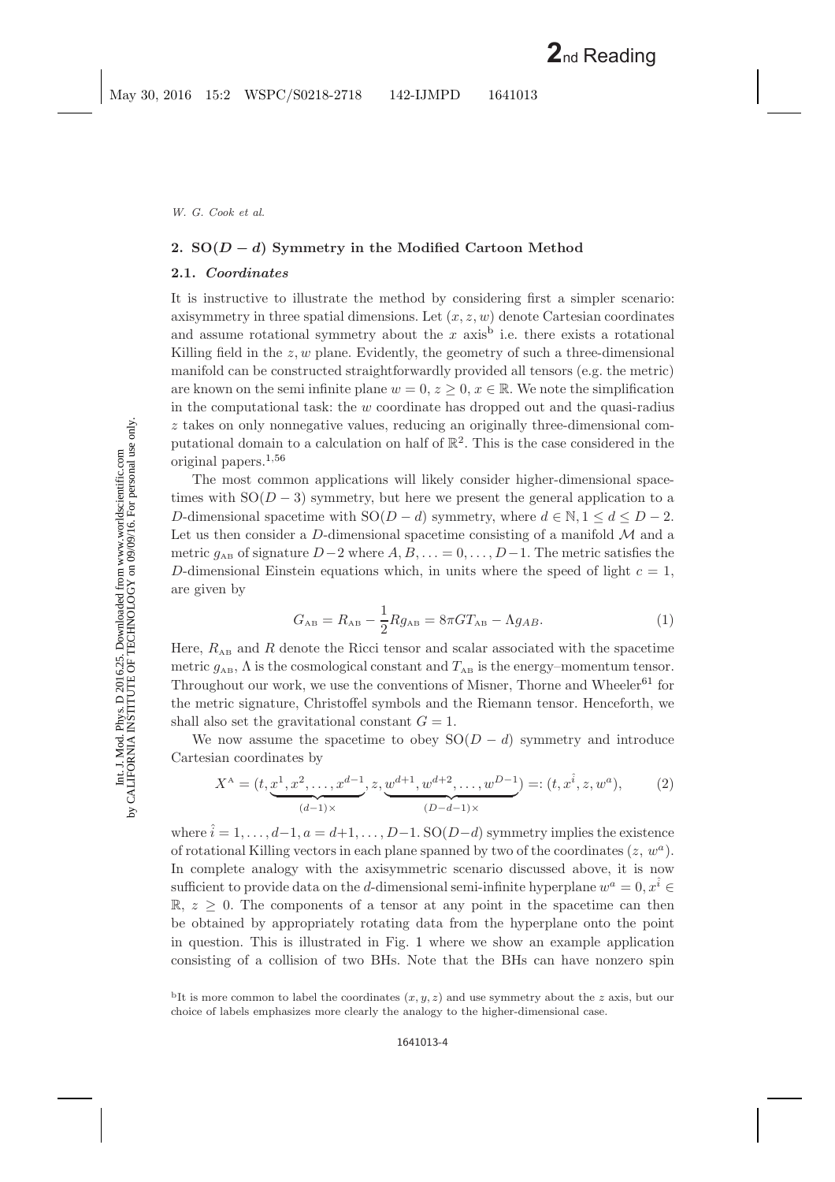## 2. SO($D-d$) Symmetry in the Modified Cartoon Method

### 2.1. *Coordinates*

It is instructive to illustrate the method by considering first a simpler scenario: axisymmetry in three spatial dimensions. Let $(x, z, w)$ denote Cartesian coordinates and assume rotational symmetry about the $x$ axis[b] i.e. there exists a rotational Killing field in the $z, w$ plane. Evidently, the geometry of such a three-dimensional manifold can be constructed straightforwardly provided all tensors (e.g. the metric) are known on the semi infinite plane $w = 0$, $z \geq 0$, $x \in \mathbb{R}$. We note the simplification in the computational task: the $w$ coordinate has dropped out and the quasi-radius $z$ takes on only nonnegative values, reducing an originally three-dimensional computational domain to a calculation on half of $\mathbb{R}^2$. This is the case considered in the original papers.[1,56]

The most common applications will likely consider higher-dimensional spacetimes with SO($D-3$) symmetry, but here we present the general application to a $D$-dimensional spacetime with SO($D-d$) symmetry, where $d \in \mathbb{N}, 1 \leq d \leq D-2$. Let us then consider a $D$-dimensional spacetime consisting of a manifold $\mathcal{M}$ and a metric $g_{AB}$ of signature $D-2$ where $A, B, \ldots = 0, \ldots, D-1$. The metric satisfies the $D$-dimensional Einstein equations which, in units where the speed of light $c = 1$, are given by

$$G_{AB} = R_{AB} - \frac{1}{2} R g_{AB} = 8\pi G T_{AB} - \Lambda g_{AB}. \tag{1}$$

Here, $R_{AB}$ and $R$ denote the Ricci tensor and scalar associated with the spacetime metric $g_{AB}$, $\Lambda$ is the cosmological constant and $T_{AB}$ is the energy–momentum tensor. Throughout our work, we use the conventions of Misner, Thorne and Wheeler[61] for the metric signature, Christoffel symbols and the Riemann tensor. Henceforth, we shall also set the gravitational constant $G = 1$.

We now assume the spacetime to obey SO($D-d$) symmetry and introduce Cartesian coordinates by

$$X^A = (t, \underbrace{x^1, x^2, \ldots, x^{d-1}}_{(d-1)\times}, z, \underbrace{w^{d+1}, w^{d+2}, \ldots, w^{D-1}}_{(D-d-1)\times}) =: (t, x^{\hat{i}}, z, w^a), \tag{2}$$

where $\hat{i} = 1, \ldots, d-1$, $a = d+1, \ldots, D-1$. SO($D-d$) symmetry implies the existence of rotational Killing vectors in each plane spanned by two of the coordinates $(z, w^a)$. In complete analogy with the axisymmetric scenario discussed above, it is now sufficient to provide data on the $d$-dimensional semi-infinite hyperplane $w^a = 0$, $x^{\hat{i}} \in \mathbb{R}$, $z \geq 0$. The components of a tensor at any point in the spacetime can then be obtained by appropriately rotating data from the hyperplane onto the point in question. This is illustrated in Fig. 1 where we show an example application consisting of a collision of two BHs. Note that the BHs can have nonzero spin

[b] It is more common to label the coordinates $(x, y, z)$ and use symmetry about the $z$ axis, but our choice of labels emphasizes more clearly the analogy to the higher-dimensional case.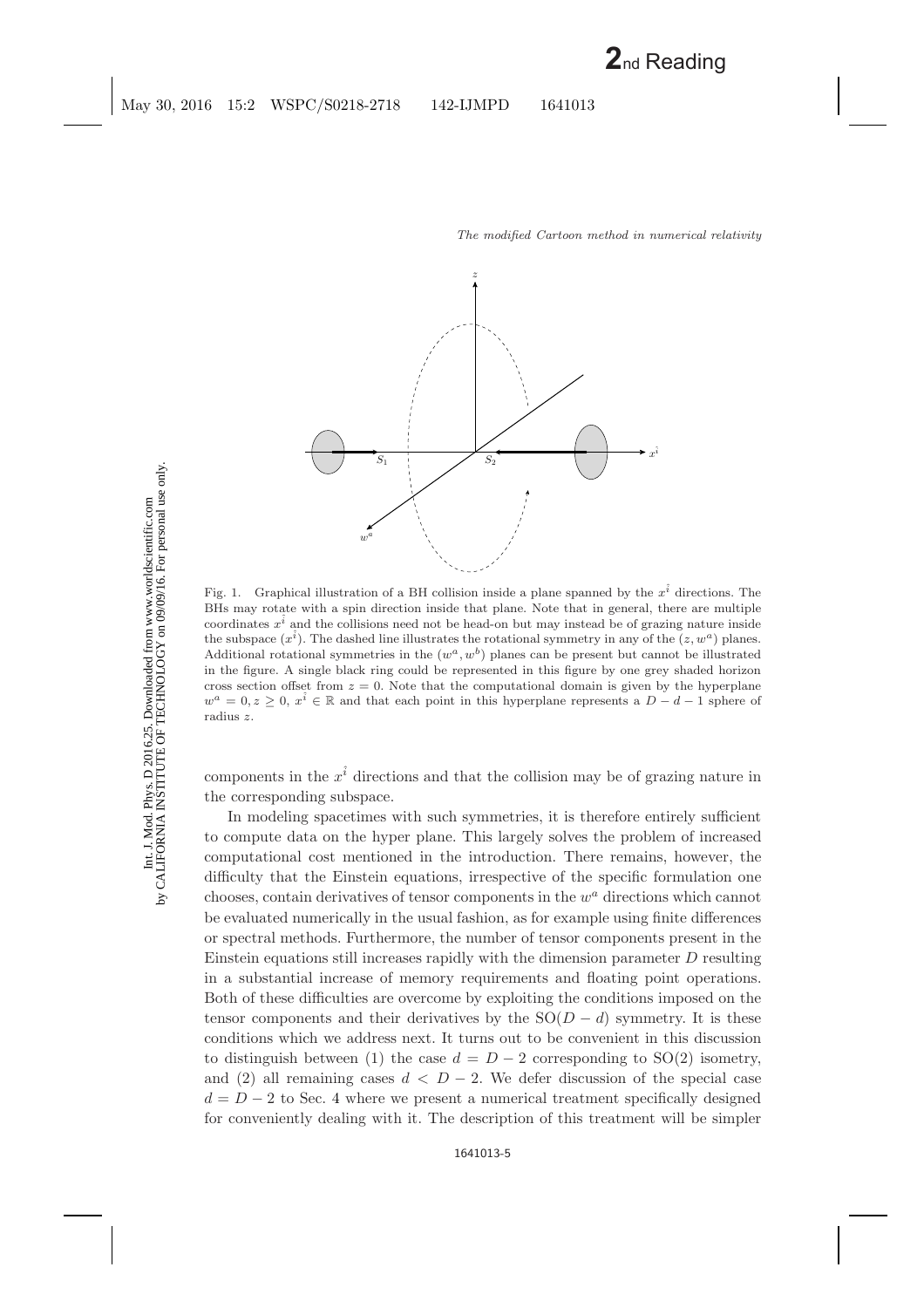Fig. 1. Graphical illustration of a BH collision inside a plane spanned by the $x^{\hat{i}}$ directions. The BHs may rotate with a spin direction inside that plane. Note that in general, there are multiple coordinates $x^{\hat{i}}$ and the collisions need not be head-on but may instead be of grazing nature inside the subspace $(x^{\hat{i}})$. The dashed line illustrates the rotational symmetry in any of the $(z, w^a)$ planes. Additional rotational symmetries in the $(w^a, w^b)$ planes can be present but cannot be illustrated in the figure. A single black ring could be represented in this figure by one grey shaded horizon cross section offset from $z = 0$. Note that the computational domain is given by the hyperplane $w^a = 0, z \geq 0, x^{\hat{i}} \in \mathbb{R}$ and that each point in this hyperplane represents a $D - d - 1$ sphere of radius $z$.

components in the $x^{\hat{i}}$ directions and that the collision may be of grazing nature in the corresponding subspace.

In modeling spacetimes with such symmetries, it is therefore entirely sufficient to compute data on the hyper plane. This largely solves the problem of increased computational cost mentioned in the introduction. There remains, however, the difficulty that the Einstein equations, irrespective of the specific formulation one chooses, contain derivatives of tensor components in the $w^a$ directions which cannot be evaluated numerically in the usual fashion, as for example using finite differences or spectral methods. Furthermore, the number of tensor components present in the Einstein equations still increases rapidly with the dimension parameter $D$ resulting in a substantial increase of memory requirements and floating point operations. Both of these difficulties are overcome by exploiting the conditions imposed on the tensor components and their derivatives by the $SO(D - d)$ symmetry. It is these conditions which we address next. It turns out to be convenient in this discussion to distinguish between (1) the case $d = D - 2$ corresponding to $SO(2)$ isometry, and (2) all remaining cases $d < D - 2$. We defer discussion of the special case $d = D - 2$ to Sec. 4 where we present a numerical treatment specifically designed for conveniently dealing with it. The description of this treatment will be simpler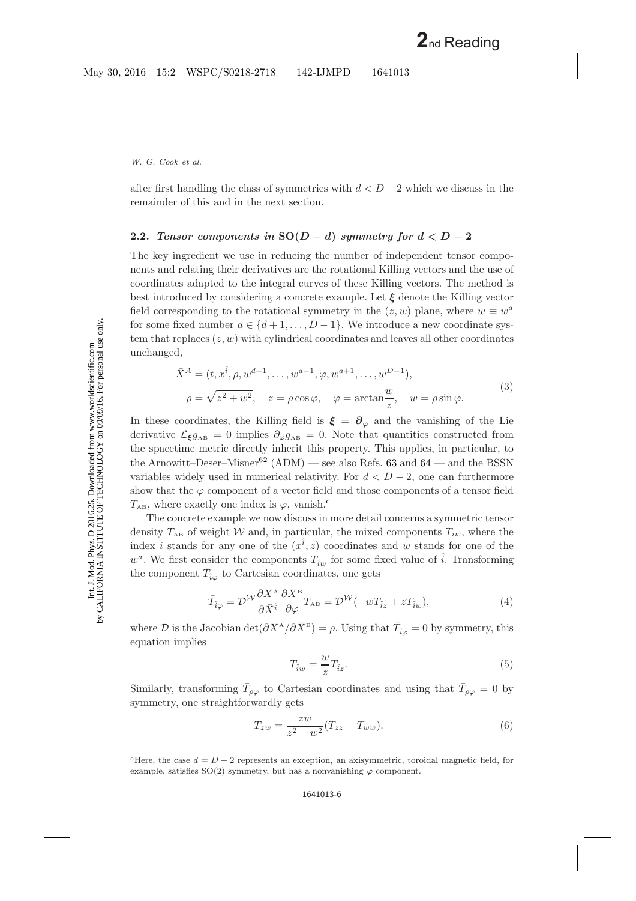after first handling the class of symmetries with $d < D-2$ which we discuss in the remainder of this and in the next section.

### 2.2. *Tensor components in* $\mathbf{SO}(D-d)$ *symmetry for* $d < D-2$

The key ingredient we use in reducing the number of independent tensor components and relating their derivatives are the rotational Killing vectors and the use of coordinates adapted to the integral curves of these Killing vectors. The method is best introduced by considering a concrete example. Let $\boldsymbol{\xi}$ denote the Killing vector field corresponding to the rotational symmetry in the $(z, w)$ plane, where $w \equiv w^a$ for some fixed number $a \in \{d+1, \ldots, D-1\}$. We introduce a new coordinate system that replaces $(z, w)$ with cylindrical coordinates and leaves all other coordinates unchanged,

$$
\begin{aligned}
\bar{X}^A &= (t, x^{\hat{i}}, \rho, w^{d+1}, \ldots, w^{a-1}, \varphi, w^{a+1}, \ldots, w^{D-1}), \\
\rho &= \sqrt{z^2 + w^2}, \quad z = \rho \cos \varphi, \quad \varphi = \arctan \frac{w}{z}, \quad w = \rho \sin \varphi.
\end{aligned}
\tag{3}
$$

In these coordinates, the Killing field is $\boldsymbol{\xi} = \boldsymbol{\partial}_\varphi$ and the vanishing of the Lie derivative $\mathcal{L}_{\boldsymbol{\xi}} g_{\text{AB}} = 0$ implies $\partial_\varphi g_{\text{AB}} = 0$. Note that quantities constructed from the spacetime metric directly inherit this property. This applies, in particular, to the Arnowitt–Deser–Misner[62] (ADM) — see also Refs. 63 and 64 — and the BSSN variables widely used in numerical relativity. For $d < D-2$, one can furthermore show that the $\varphi$ component of a vector field and those components of a tensor field $T_{\text{AB}}$, where exactly one index is $\varphi$, vanish.[c]

The concrete example we now discuss in more detail concerns a symmetric tensor density $T_{\text{AB}}$ of weight $\mathcal{W}$ and, in particular, the mixed components $T_{iw}$, where the index $i$ stands for any one of the $(x^{\hat{i}}, z)$ coordinates and $w$ stands for one of the $w^a$. We first consider the components $T_{\hat{i}w}$ for some fixed value of $\hat{i}$. Transforming the component $\bar{T}_{\hat{i}\varphi}$ to Cartesian coordinates, one gets

$$
\bar{T}_{\hat{i}\varphi} = \mathcal{D}^{\mathcal{W}} \frac{\partial X^{\text{A}}}{\partial \bar{X}^{\hat{i}}} \frac{\partial X^{\text{B}}}{\partial \varphi} T_{\text{AB}} = \mathcal{D}^{\mathcal{W}} (-w T_{\hat{i}z} + z T_{\hat{i}w}),
\tag{4}
$$

where $\mathcal{D}$ is the Jacobian $\det(\partial X^{\text{A}} / \partial \bar{X}^{\text{B}}) = \rho$. Using that $\bar{T}_{\hat{i}\varphi} = 0$ by symmetry, this equation implies

$$
T_{\hat{i}w} = \frac{w}{z} T_{\hat{i}z}.
\tag{5}
$$

Similarly, transforming $\bar{T}_{\rho\varphi}$ to Cartesian coordinates and using that $\bar{T}_{\rho\varphi} = 0$ by symmetry, one straightforwardly gets

$$
T_{zw} = \frac{zw}{z^2 - w^2} (T_{zz} - T_{ww}).
\tag{6}
$$

[c] Here, the case $d = D-2$ represents an exception, an axisymmetric, toroidal magnetic field, for example, satisfies SO(2) symmetry, but has a nonvanishing $\varphi$ component.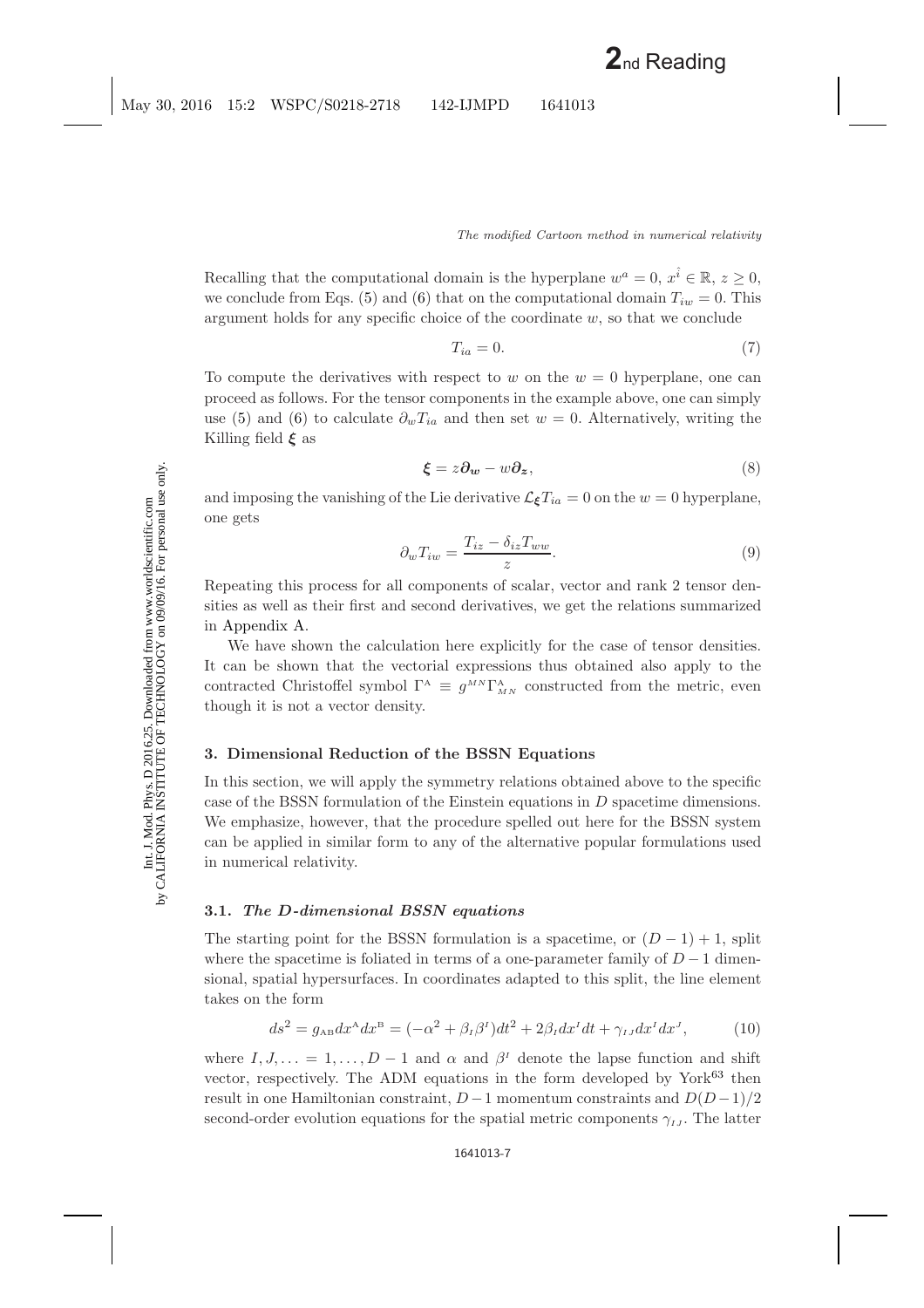Recalling that the computational domain is the hyperplane $w^a = 0$, $x^{\hat{i}} \in \mathbb{R}$, $z \geq 0$, we conclude from Eqs. (5) and (6) that on the computational domain $T_{iw} = 0$. This argument holds for any specific choice of the coordinate $w$, so that we conclude

$$T_{ia} = 0. \tag{7}$$

To compute the derivatives with respect to $w$ on the $w = 0$ hyperplane, one can proceed as follows. For the tensor components in the example above, one can simply use (5) and (6) to calculate $\partial_w T_{ia}$ and then set $w = 0$. Alternatively, writing the Killing field $\boldsymbol{\xi}$ as

$$\boldsymbol{\xi} = z\boldsymbol{\partial_w} - w\boldsymbol{\partial_z}, \tag{8}$$

and imposing the vanishing of the Lie derivative $\mathcal{L}_{\boldsymbol{\xi}} T_{ia} = 0$ on the $w = 0$ hyperplane, one gets

$$\partial_w T_{iw} = \frac{T_{iz} - \delta_{iz} T_{ww}}{z}. \tag{9}$$

Repeating this process for all components of scalar, vector and rank 2 tensor densities as well as their first and second derivatives, we get the relations summarized in Appendix A.

We have shown the calculation here explicitly for the case of tensor densities. It can be shown that the vectorial expressions thus obtained also apply to the contracted Christoffel symbol $\Gamma^{A} \equiv g^{MN} \Gamma^{A}_{MN}$ constructed from the metric, even though it is not a vector density.

## 3. Dimensional Reduction of the BSSN Equations

In this section, we will apply the symmetry relations obtained above to the specific case of the BSSN formulation of the Einstein equations in $D$ spacetime dimensions. We emphasize, however, that the procedure spelled out here for the BSSN system can be applied in similar form to any of the alternative popular formulations used in numerical relativity.

### 3.1. *The D-dimensional BSSN equations*

The starting point for the BSSN formulation is a spacetime, or $(D-1)+1$, split where the spacetime is foliated in terms of a one-parameter family of $D-1$ dimensional, spatial hypersurfaces. In coordinates adapted to this split, the line element takes on the form

$$ds^2 = g_{AB} dx^A dx^B = (-\alpha^2 + \beta_I \beta^I) dt^2 + 2\beta_I dx^I dt + \gamma_{IJ} dx^I dx^J, \tag{10}$$

where $I, J, \ldots = 1, \ldots, D-1$ and $\alpha$ and $\beta^I$ denote the lapse function and shift vector, respectively. The ADM equations in the form developed by York[63] then result in one Hamiltonian constraint, $D-1$ momentum constraints and $D(D-1)/2$ second-order evolution equations for the spatial metric components $\gamma_{IJ}$. The latter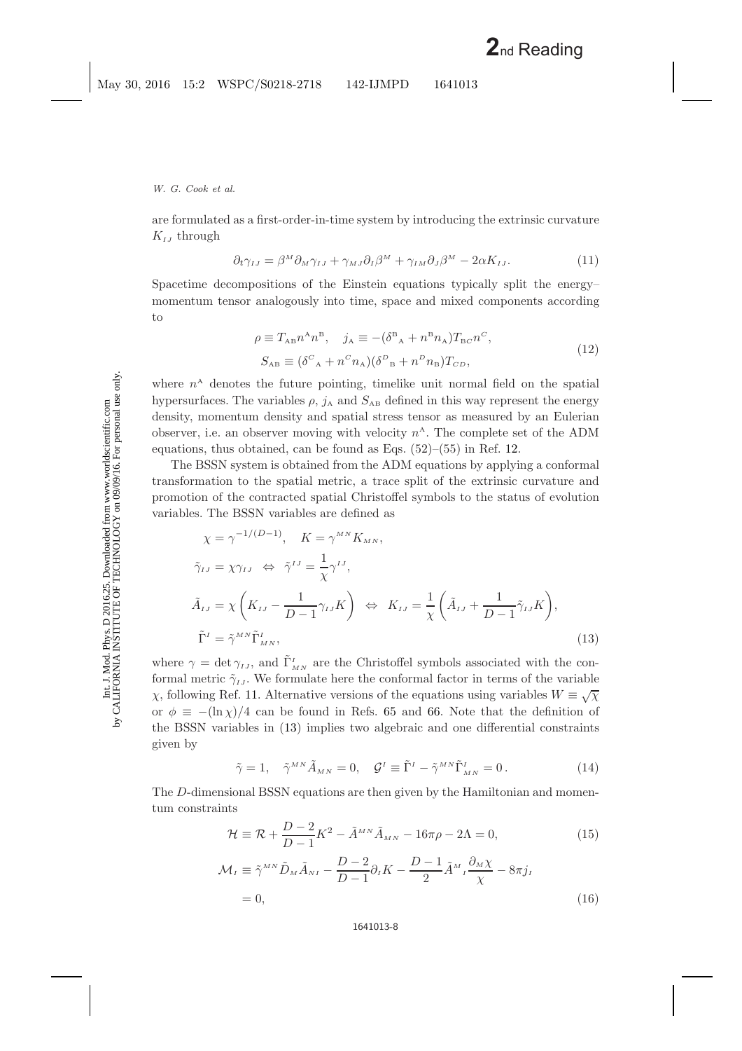are formulated as a first-order-in-time system by introducing the extrinsic curvature $K_{IJ}$ through

$$\partial_t \gamma_{IJ} = \beta^M \partial_M \gamma_{IJ} + \gamma_{MJ}\partial_I \beta^M + \gamma_{IM}\partial_J \beta^M - 2\alpha K_{IJ}. \tag{11}$$

Spacetime decompositions of the Einstein equations typically split the energy–momentum tensor analogously into time, space and mixed components according to

$$\begin{aligned} \rho \equiv T_{AB} n^A n^B, \quad j_A \equiv -(\delta^B{}_A + n^B n_A) T_{BC} n^C, \\ S_{AB} \equiv (\delta^C{}_A + n^C n_A)(\delta^D{}_B + n^D n_B) T_{CD}, \end{aligned} \tag{12}$$

where $n^A$ denotes the future pointing, timelike unit normal field on the spatial hypersurfaces. The variables $\rho$, $j_A$ and $S_{AB}$ defined in this way represent the energy density, momentum density and spatial stress tensor as measured by an Eulerian observer, i.e. an observer moving with velocity $n^A$. The complete set of the ADM equations, thus obtained, can be found as Eqs. (52)–(55) in Ref. 12.

The BSSN system is obtained from the ADM equations by applying a conformal transformation to the spatial metric, a trace split of the extrinsic curvature and promotion of the contracted spatial Christoffel symbols to the status of evolution variables. The BSSN variables are defined as

$$\begin{aligned} &\chi = \gamma^{-1/(D-1)}, \quad K = \gamma^{MN} K_{MN}, \\ &\tilde{\gamma}_{IJ} = \chi \gamma_{IJ} \;\Leftrightarrow\; \tilde{\gamma}^{IJ} = \frac{1}{\chi}\gamma^{IJ}, \\ &\tilde{A}_{IJ} = \chi\left(K_{IJ} - \frac{1}{D-1}\gamma_{IJ} K\right) \;\Leftrightarrow\; K_{IJ} = \frac{1}{\chi}\left(\tilde{A}_{IJ} + \frac{1}{D-1}\tilde{\gamma}_{IJ} K\right), \\ &\tilde{\Gamma}^I = \tilde{\gamma}^{MN}\tilde{\Gamma}^I_{MN}, \end{aligned} \tag{13}$$

where $\gamma = \det \gamma_{IJ}$, and $\tilde{\Gamma}^I_{MN}$ are the Christoffel symbols associated with the conformal metric $\tilde{\gamma}_{IJ}$. We formulate here the conformal factor in terms of the variable $\chi$, following Ref. 11. Alternative versions of the equations using variables $W \equiv \sqrt{\chi}$ or $\phi \equiv -(\ln \chi)/4$ can be found in Refs. 65 and 66. Note that the definition of the BSSN variables in (13) implies two algebraic and one differential constraints given by

$$\tilde{\gamma} = 1, \quad \tilde{\gamma}^{MN}\tilde{A}_{MN} = 0, \quad \mathcal{G}^I \equiv \tilde{\Gamma}^I - \tilde{\gamma}^{MN}\tilde{\Gamma}^I_{MN} = 0\,. \tag{14}$$

The $D$-dimensional BSSN equations are then given by the Hamiltonian and momentum constraints

$$\mathcal{H} \equiv \mathcal{R} + \frac{D-2}{D-1}K^2 - \tilde{A}^{MN}\tilde{A}_{MN} - 16\pi\rho - 2\Lambda = 0, \tag{15}$$

$$\begin{aligned} \mathcal{M}_I \equiv \tilde{\gamma}^{MN}\tilde{D}_M \tilde{A}_{NI} - \frac{D-2}{D-1}\partial_I K - \frac{D-1}{2}\tilde{A}^M{}_I \frac{\partial_M \chi}{\chi} - 8\pi j_I \\ = 0, \end{aligned} \tag{16}$$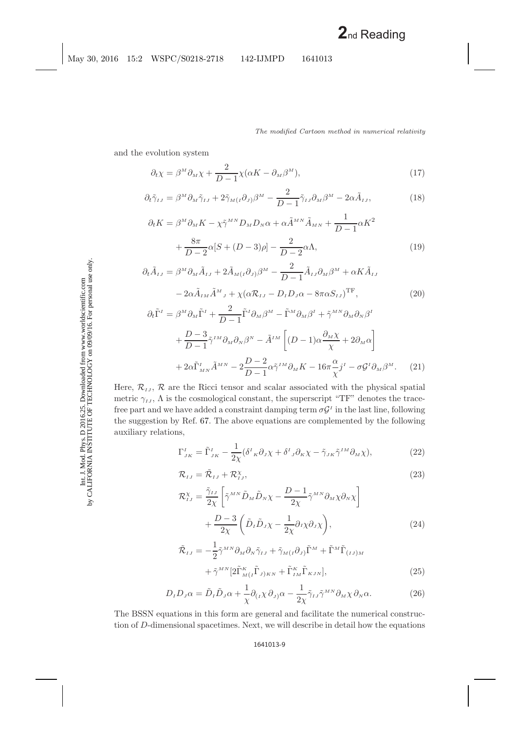and the evolution system

$$\partial_t \chi = \beta^M \partial_M \chi + \frac{2}{D-1}\chi(\alpha K - \partial_M \beta^M), \tag{17}$$

$$\partial_t \tilde{\gamma}_{IJ} = \beta^M \partial_M \tilde{\gamma}_{IJ} + 2\tilde{\gamma}_{M(I}\partial_{J)}\beta^M - \frac{2}{D-1}\tilde{\gamma}_{IJ}\partial_M \beta^M - 2\alpha \tilde{A}_{IJ}, \tag{18}$$

$$\begin{aligned}\partial_t K = {} & \beta^M \partial_M K - \chi \tilde{\gamma}^{MN} D_M D_N \alpha + \alpha \tilde{A}^{MN}\tilde{A}_{MN} + \frac{1}{D-1}\alpha K^2 \\ & + \frac{8\pi}{D-2}\alpha[S + (D-3)\rho] - \frac{2}{D-2}\alpha\Lambda,\end{aligned} \tag{19}$$

$$\begin{aligned}\partial_t \tilde{A}_{IJ} = {} & \beta^M \partial_M \tilde{A}_{IJ} + 2\tilde{A}_{M(I}\partial_{J)}\beta^M - \frac{2}{D-1}\tilde{A}_{IJ}\partial_M \beta^M + \alpha K \tilde{A}_{IJ} \\ & - 2\alpha \tilde{A}_{IM}\tilde{A}^M{}_J + \chi(\alpha \mathcal{R}_{IJ} - D_I D_J \alpha - 8\pi\alpha S_{IJ})^{\mathrm{TF}},\end{aligned} \tag{20}$$

$$\begin{aligned}\partial_t \tilde{\Gamma}^I = {} & \beta^M \partial_M \tilde{\Gamma}^I + \frac{2}{D-1}\tilde{\Gamma}^I \partial_M \beta^M - \tilde{\Gamma}^M \partial_M \beta^I + \tilde{\gamma}^{MN}\partial_M \partial_N \beta^I \\ & + \frac{D-3}{D-1}\tilde{\gamma}^{IM}\partial_M \partial_N \beta^N - \tilde{A}^{IM}\left[(D-1)\alpha\frac{\partial_M \chi}{\chi} + 2\partial_M \alpha\right] \\ & + 2\alpha \tilde{\Gamma}^I{}_{MN}\tilde{A}^{MN} - 2\frac{D-2}{D-1}\alpha\tilde{\gamma}^{IM}\partial_M K - 16\pi\frac{\alpha}{\chi}j^I - \sigma \mathcal{G}^I \partial_M \beta^M.\end{aligned} \tag{21}$$

Here, $\mathcal{R}_{IJ}$, $\mathcal{R}$ are the Ricci tensor and scalar associated with the physical spatial metric $\gamma_{IJ}$, $\Lambda$ is the cosmological constant, the superscript "TF" denotes the trace-free part and we have added a constraint damping term $\sigma\mathcal{G}^I$ in the last line, following the suggestion by Ref. 67. The above equations are complemented by the following auxiliary relations,

$$\Gamma^I{}_{JK} = \tilde{\Gamma}^I{}_{JK} - \frac{1}{2\chi}(\delta^I{}_K \partial_J \chi + \delta^I{}_J \partial_K \chi - \tilde{\gamma}_{JK}\tilde{\gamma}^{IM}\partial_M \chi), \tag{22}$$

$$\mathcal{R}_{IJ} = \tilde{\mathcal{R}}_{IJ} + \mathcal{R}^\chi_{IJ}, \tag{23}$$

$$\begin{aligned}\mathcal{R}^\chi_{IJ} = {} & \frac{\tilde{\gamma}_{IJ}}{2\chi}\left[\tilde{\gamma}^{MN}\tilde{D}_M \tilde{D}_N \chi - \frac{D-1}{2\chi}\tilde{\gamma}^{MN}\partial_M \chi \partial_N \chi\right] \\ & + \frac{D-3}{2\chi}\left(\tilde{D}_I \tilde{D}_J \chi - \frac{1}{2\chi}\partial_I \chi \partial_J \chi\right),\end{aligned} \tag{24}$$

$$\begin{aligned}\tilde{\mathcal{R}}_{IJ} = {} & -\frac{1}{2}\tilde{\gamma}^{MN}\partial_M \partial_N \tilde{\gamma}_{IJ} + \tilde{\gamma}_{M(I}\partial_{J)}\tilde{\Gamma}^M + \tilde{\Gamma}^M \tilde{\Gamma}_{(IJ)M} \\ & + \tilde{\gamma}^{MN}[2\tilde{\Gamma}^K{}_{M(I}\tilde{\Gamma}_{J)KN} + \tilde{\Gamma}^K{}_{IM}\tilde{\Gamma}_{KJN}],\end{aligned} \tag{25}$$

$$D_I D_J \alpha = \tilde{D}_I \tilde{D}_J \alpha + \frac{1}{\chi}\partial_{(I}\chi\,\partial_{J)}\alpha - \frac{1}{2\chi}\tilde{\gamma}_{IJ}\tilde{\gamma}^{MN}\partial_M \chi\,\partial_N \alpha. \tag{26}$$

The BSSN equations in this form are general and facilitate the numerical construction of $D$-dimensional spacetimes. Next, we will describe in detail how the equations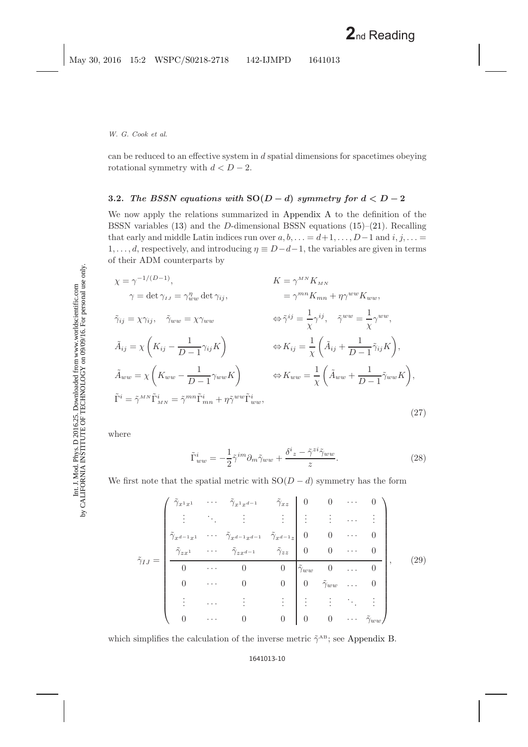can be reduced to an effective system in $d$ spatial dimensions for spacetimes obeying rotational symmetry with $d < D - 2$.

### 3.2. *The BSSN equations with* $\mathrm{SO}(D-d)$ *symmetry for* $d < D - 2$

We now apply the relations summarized in Appendix A to the definition of the BSSN variables (13) and the $D$-dimensional BSSN equations (15)–(21). Recalling that early and middle Latin indices run over $a, b, \ldots = d+1, \ldots, D-1$ and $i, j, \ldots = 1, \ldots, d$, respectively, and introducing $\eta \equiv D-d-1$, the variables are given in terms of their ADM counterparts by

$$
\begin{aligned}
&\chi = \gamma^{-1/(D-1)}, && K = \gamma^{MN} K_{MN} \\
&\quad \gamma = \det \gamma_{IJ} = \gamma_{ww}^{\eta} \det \gamma_{ij}, && \quad = \gamma^{mn} K_{mn} + \eta \gamma^{ww} K_{ww}, \\
&\tilde{\gamma}_{ij} = \chi \gamma_{ij}, \quad \tilde{\gamma}_{ww} = \chi \gamma_{ww} && \Leftrightarrow \tilde{\gamma}^{ij} = \frac{1}{\chi} \gamma^{ij}, \quad \tilde{\gamma}^{ww} = \frac{1}{\chi} \gamma^{ww}, \\
&\tilde{A}_{ij} = \chi \left( K_{ij} - \frac{1}{D-1} \gamma_{ij} K \right) && \Leftrightarrow K_{ij} = \frac{1}{\chi} \left( \tilde{A}_{ij} + \frac{1}{D-1} \tilde{\gamma}_{ij} K \right), \\
&\tilde{A}_{ww} = \chi \left( K_{ww} - \frac{1}{D-1} \gamma_{ww} K \right) && \Leftrightarrow K_{ww} = \frac{1}{\chi} \left( \tilde{A}_{ww} + \frac{1}{D-1} \tilde{\gamma}_{ww} K \right), \\
&\tilde{\Gamma}^i = \tilde{\gamma}^{MN} \tilde{\Gamma}^i_{MN} = \tilde{\gamma}^{mn} \tilde{\Gamma}^i_{mn} + \eta \tilde{\gamma}^{ww} \tilde{\Gamma}^i_{ww}, &&
\end{aligned}
\tag{27}
$$

where

$$
\tilde{\Gamma}^i_{ww} = -\frac{1}{2} \tilde{\gamma}^{im} \partial_m \tilde{\gamma}_{ww} + \frac{\delta^i{}_z - \tilde{\gamma}^{zi} \tilde{\gamma}_{ww}}{z}. \tag{28}
$$

We first note that the spatial metric with $\mathrm{SO}(D-d)$ symmetry has the form

$$
\tilde{\gamma}_{IJ} = \left(
\begin{array}{cccc|cccc}
\tilde{\gamma}_{x^1 x^1} & \cdots & \tilde{\gamma}_{x^1 x^{d-1}} & \tilde{\gamma}_{xz} & 0 & 0 & \cdots & 0 \\
\vdots & \ddots & \vdots & \vdots & \vdots & \vdots & \cdots & \vdots \\
\tilde{\gamma}_{x^{d-1} x^1} & \cdots & \tilde{\gamma}_{x^{d-1} x^{d-1}} & \tilde{\gamma}_{x^{d-1} z} & 0 & 0 & \cdots & 0 \\
\tilde{\gamma}_{z x^1} & \cdots & \tilde{\gamma}_{z x^{d-1}} & \tilde{\gamma}_{zz} & 0 & 0 & \cdots & 0 \\
\hline
0 & \cdots & 0 & 0 & \tilde{\gamma}_{ww} & 0 & \cdots & 0 \\
0 & \cdots & 0 & 0 & 0 & \tilde{\gamma}_{ww} & \cdots & 0 \\
\vdots & \cdots & \vdots & \vdots & \vdots & \vdots & \ddots & \vdots \\
0 & \cdots & 0 & 0 & 0 & 0 & \cdots & \tilde{\gamma}_{ww}
\end{array}
\right), \tag{29}
$$

which simplifies the calculation of the inverse metric $\tilde{\gamma}^{AB}$; see Appendix B.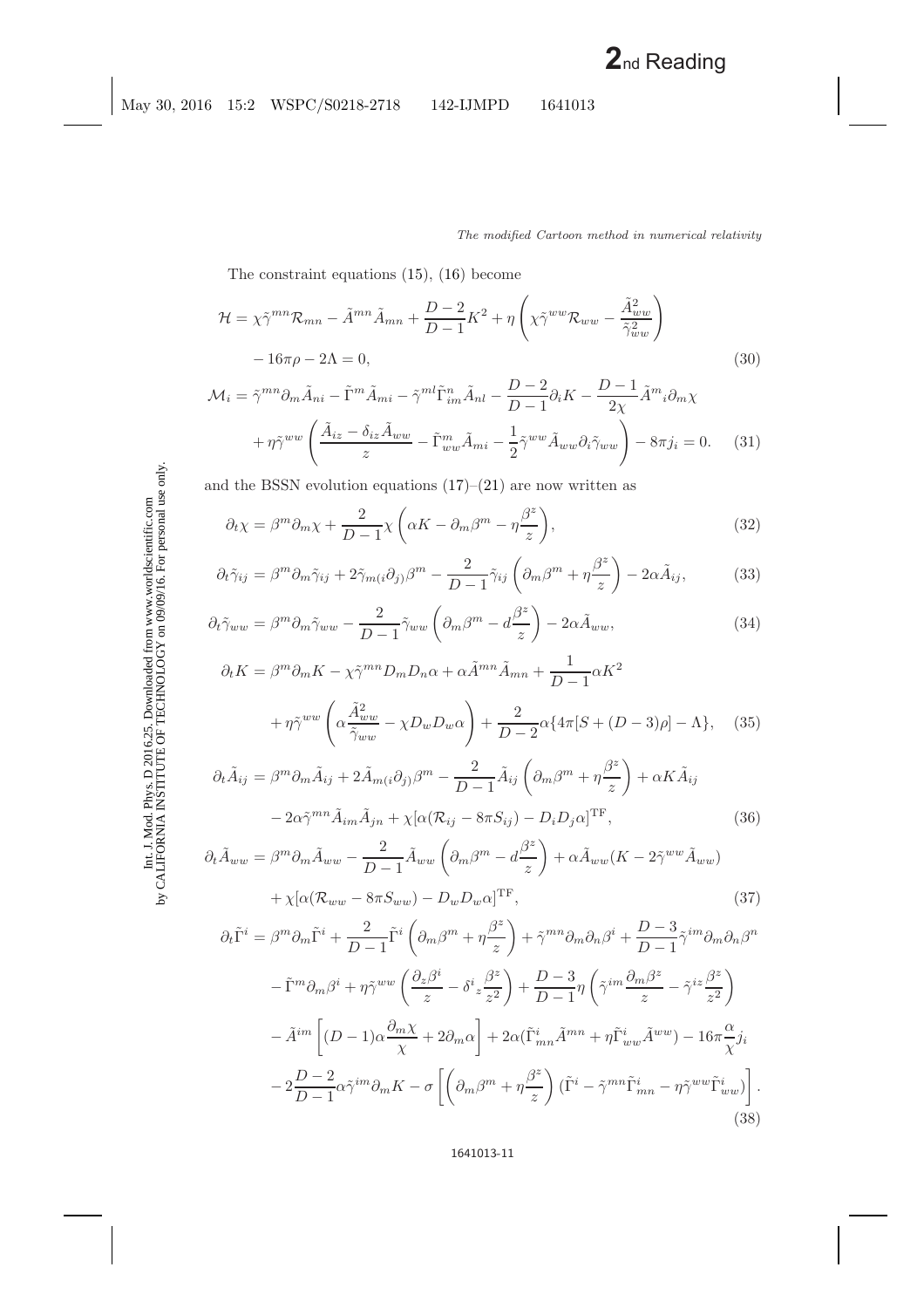The constraint equations (15), (16) become

$$
\begin{aligned}
\mathcal{H} &= \chi\tilde{\gamma}^{mn}\mathcal{R}_{mn} - \tilde{A}^{mn}\tilde{A}_{mn} + \frac{D-2}{D-1}K^2 + \eta\left(\chi\tilde{\gamma}^{ww}\mathcal{R}_{ww} - \frac{\tilde{A}_{ww}^2}{\tilde{\gamma}_{ww}^2}\right) \\
&\quad - 16\pi\rho - 2\Lambda = 0,
\end{aligned} \tag{30}
$$

$$
\begin{aligned}
\mathcal{M}_i &= \tilde{\gamma}^{mn}\partial_m\tilde{A}_{ni} - \tilde{\Gamma}^m\tilde{A}_{mi} - \tilde{\gamma}^{ml}\tilde{\Gamma}^n_{im}\tilde{A}_{nl} - \frac{D-2}{D-1}\partial_i K - \frac{D-1}{2\chi}\tilde{A}^m{}_i\partial_m\chi \\
&\quad + \eta\tilde{\gamma}^{ww}\left(\frac{\tilde{A}_{iz} - \delta_{iz}\tilde{A}_{ww}}{z} - \tilde{\Gamma}^m_{ww}\tilde{A}_{mi} - \frac{1}{2}\tilde{\gamma}^{ww}\tilde{A}_{ww}\partial_i\tilde{\gamma}_{ww}\right) - 8\pi j_i = 0.
\end{aligned} \tag{31}
$$

and the BSSN evolution equations (17)–(21) are now written as

$$
\partial_t\chi = \beta^m\partial_m\chi + \frac{2}{D-1}\chi\left(\alpha K - \partial_m\beta^m - \eta\frac{\beta^z}{z}\right), \tag{32}
$$

$$
\partial_t\tilde{\gamma}_{ij} = \beta^m\partial_m\tilde{\gamma}_{ij} + 2\tilde{\gamma}_{m(i}\partial_{j)}\beta^m - \frac{2}{D-1}\tilde{\gamma}_{ij}\left(\partial_m\beta^m + \eta\frac{\beta^z}{z}\right) - 2\alpha\tilde{A}_{ij}, \tag{33}
$$

$$
\partial_t\tilde{\gamma}_{ww} = \beta^m\partial_m\tilde{\gamma}_{ww} - \frac{2}{D-1}\tilde{\gamma}_{ww}\left(\partial_m\beta^m - d\frac{\beta^z}{z}\right) - 2\alpha\tilde{A}_{ww}, \tag{34}
$$

$$
\begin{aligned}
\partial_t K &= \beta^m\partial_m K - \chi\tilde{\gamma}^{mn}D_mD_n\alpha + \alpha\tilde{A}^{mn}\tilde{A}_{mn} + \frac{1}{D-1}\alpha K^2 \\
&\quad + \eta\tilde{\gamma}^{ww}\left(\alpha\frac{\tilde{A}_{ww}^2}{\tilde{\gamma}_{ww}} - \chi D_wD_w\alpha\right) + \frac{2}{D-2}\alpha\{4\pi[S + (D-3)\rho] - \Lambda\},
\end{aligned} \tag{35}
$$

$$
\begin{aligned}
\partial_t\tilde{A}_{ij} &= \beta^m\partial_m\tilde{A}_{ij} + 2\tilde{A}_{m(i}\partial_{j)}\beta^m - \frac{2}{D-1}\tilde{A}_{ij}\left(\partial_m\beta^m + \eta\frac{\beta^z}{z}\right) + \alpha K\tilde{A}_{ij} \\
&\quad - 2\alpha\tilde{\gamma}^{mn}\tilde{A}_{im}\tilde{A}_{jn} + \chi[\alpha(\mathcal{R}_{ij} - 8\pi S_{ij}) - D_iD_j\alpha]^{\mathrm{TF}},
\end{aligned} \tag{36}
$$

$$
\begin{aligned}
\partial_t\tilde{A}_{ww} &= \beta^m\partial_m\tilde{A}_{ww} - \frac{2}{D-1}\tilde{A}_{ww}\left(\partial_m\beta^m - d\frac{\beta^z}{z}\right) + \alpha\tilde{A}_{ww}(K - 2\tilde{\gamma}^{ww}\tilde{A}_{ww}) \\
&\quad + \chi[\alpha(\mathcal{R}_{ww} - 8\pi S_{ww}) - D_wD_w\alpha]^{\mathrm{TF}},
\end{aligned} \tag{37}
$$

$$
\begin{aligned}
\partial_t\tilde{\Gamma}^i &= \beta^m\partial_m\tilde{\Gamma}^i + \frac{2}{D-1}\tilde{\Gamma}^i\left(\partial_m\beta^m + \eta\frac{\beta^z}{z}\right) + \tilde{\gamma}^{mn}\partial_m\partial_n\beta^i + \frac{D-3}{D-1}\tilde{\gamma}^{im}\partial_m\partial_n\beta^n \\
&\quad - \tilde{\Gamma}^m\partial_m\beta^i + \eta\tilde{\gamma}^{ww}\left(\frac{\partial_z\beta^i}{z} - \delta^i{}_z\frac{\beta^z}{z^2}\right) + \frac{D-3}{D-1}\eta\left(\tilde{\gamma}^{im}\frac{\partial_m\beta^z}{z} - \tilde{\gamma}^{iz}\frac{\beta^z}{z^2}\right) \\
&\quad - \tilde{A}^{im}\left[(D-1)\alpha\frac{\partial_m\chi}{\chi} + 2\partial_m\alpha\right] + 2\alpha(\tilde{\Gamma}^i_{mn}\tilde{A}^{mn} + \eta\tilde{\Gamma}^i_{ww}\tilde{A}^{ww}) - 16\pi\frac{\alpha}{\chi}j_i \\
&\quad - 2\frac{D-2}{D-1}\alpha\tilde{\gamma}^{im}\partial_m K - \sigma\left[\left(\partial_m\beta^m + \eta\frac{\beta^z}{z}\right)(\tilde{\Gamma}^i - \tilde{\gamma}^{mn}\tilde{\Gamma}^i_{mn} - \eta\tilde{\gamma}^{ww}\tilde{\Gamma}^i_{ww})\right].
\end{aligned} \tag{38}
$$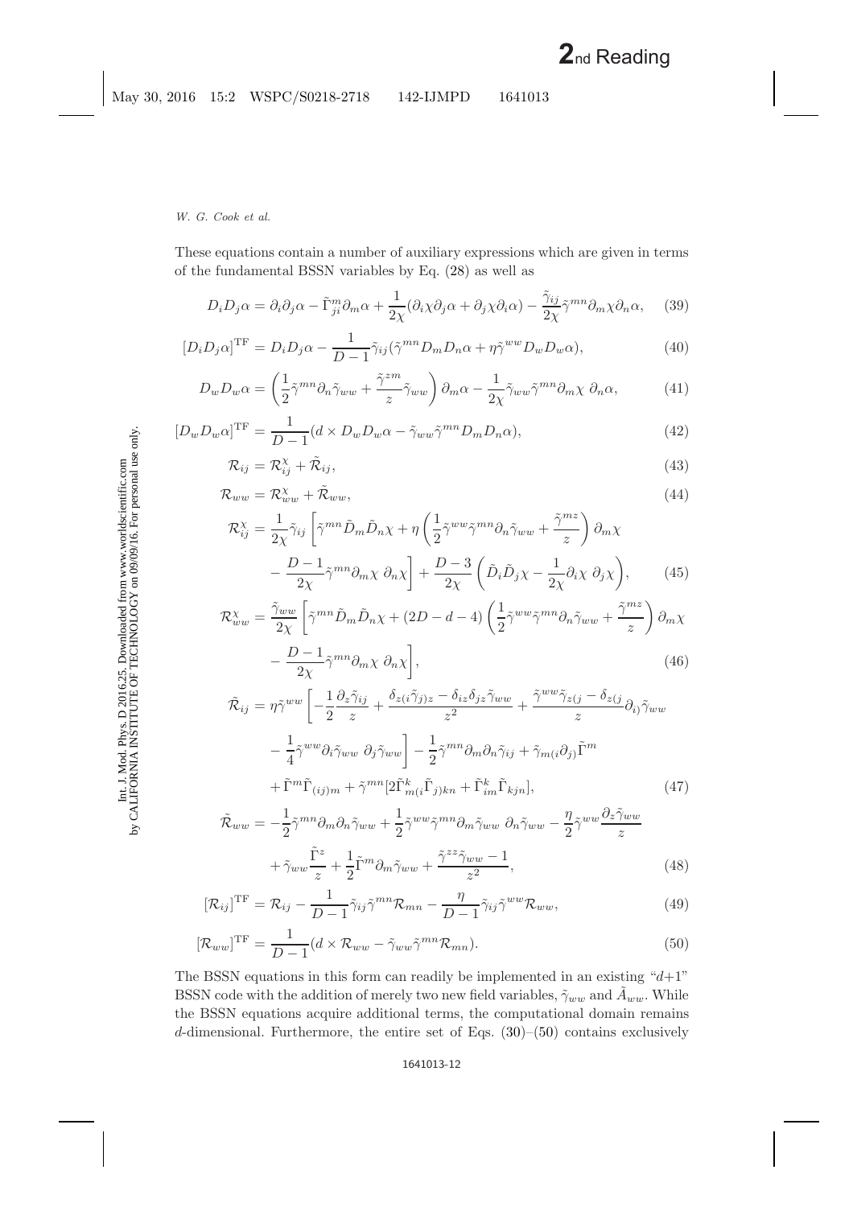These equations contain a number of auxiliary expressions which are given in terms of the fundamental BSSN variables by Eq. (28) as well as

$$D_iD_j\alpha = \partial_i\partial_j\alpha - \tilde{\Gamma}^m_{ji}\partial_m\alpha + \frac{1}{2\chi}(\partial_i\chi\partial_j\alpha + \partial_j\chi\partial_i\alpha) - \frac{\tilde{\gamma}_{ij}}{2\chi}\tilde{\gamma}^{mn}\partial_m\chi\partial_n\alpha, \quad (39)$$

$$[D_iD_j\alpha]^{\mathrm{TF}} = D_iD_j\alpha - \frac{1}{D-1}\tilde{\gamma}_{ij}(\tilde{\gamma}^{mn}D_mD_n\alpha + \eta\tilde{\gamma}^{ww}D_wD_w\alpha), \quad (40)$$

$$D_wD_w\alpha = \left(\frac{1}{2}\tilde{\gamma}^{mn}\partial_n\tilde{\gamma}_{ww} + \frac{\tilde{\gamma}^{zm}}{z}\tilde{\gamma}_{ww}\right)\partial_m\alpha - \frac{1}{2\chi}\tilde{\gamma}_{ww}\tilde{\gamma}^{mn}\partial_m\chi\ \partial_n\alpha, \quad (41)$$

$$[D_wD_w\alpha]^{\mathrm{TF}} = \frac{1}{D-1}(d \times D_wD_w\alpha - \tilde{\gamma}_{ww}\tilde{\gamma}^{mn}D_mD_n\alpha), \quad (42)$$

$$\mathcal{R}_{ij} = \mathcal{R}^{\chi}_{ij} + \tilde{\mathcal{R}}_{ij}, \quad (43)$$

$$\mathcal{R}_{ww} = \mathcal{R}^{\chi}_{ww} + \tilde{\mathcal{R}}_{ww}, \quad (44)$$

$$\mathcal{R}^{\chi}_{ij} = \frac{1}{2\chi}\tilde{\gamma}_{ij}\left[\tilde{\gamma}^{mn}\tilde{D}_m\tilde{D}_n\chi + \eta\left(\frac{1}{2}\tilde{\gamma}^{ww}\tilde{\gamma}^{mn}\partial_n\tilde{\gamma}_{ww} + \frac{\tilde{\gamma}^{mz}}{z}\right)\partial_m\chi - \frac{D-1}{2\chi}\tilde{\gamma}^{mn}\partial_m\chi\ \partial_n\chi\right] + \frac{D-3}{2\chi}\left(\tilde{D}_i\tilde{D}_j\chi - \frac{1}{2\chi}\partial_i\chi\ \partial_j\chi\right), \quad (45)$$

$$\mathcal{R}^{\chi}_{ww} = \frac{\tilde{\gamma}_{ww}}{2\chi}\left[\tilde{\gamma}^{mn}\tilde{D}_m\tilde{D}_n\chi + (2D-d-4)\left(\frac{1}{2}\tilde{\gamma}^{ww}\tilde{\gamma}^{mn}\partial_n\tilde{\gamma}_{ww} + \frac{\tilde{\gamma}^{mz}}{z}\right)\partial_m\chi - \frac{D-1}{2\chi}\tilde{\gamma}^{mn}\partial_m\chi\ \partial_n\chi\right], \quad (46)$$

$$\begin{aligned}\tilde{\mathcal{R}}_{ij} = {} & \eta\tilde{\gamma}^{ww}\left[-\frac{1}{2}\frac{\partial_z\tilde{\gamma}_{ij}}{z} + \frac{\delta_{z(i}\tilde{\gamma}_{j)z} - \delta_{iz}\delta_{jz}\tilde{\gamma}_{ww}}{z^2} + \frac{\tilde{\gamma}^{ww}\tilde{\gamma}_{z(j} - \delta_{z(j}}{z}\partial_{i)}\tilde{\gamma}_{ww} - \frac{1}{4}\tilde{\gamma}^{ww}\partial_i\tilde{\gamma}_{ww}\ \partial_j\tilde{\gamma}_{ww}\right] - \frac{1}{2}\tilde{\gamma}^{mn}\partial_m\partial_n\tilde{\gamma}_{ij} + \tilde{\gamma}_{m(i}\partial_{j)}\tilde{\Gamma}^m \\ & + \tilde{\Gamma}^m\tilde{\Gamma}_{(ij)m} + \tilde{\gamma}^{mn}[2\tilde{\Gamma}^k_{m(i}\tilde{\Gamma}_{j)kn} + \tilde{\Gamma}^k_{im}\tilde{\Gamma}_{kjn}],\end{aligned} \quad (47)$$

$$\begin{aligned}\tilde{\mathcal{R}}_{ww} = {} & -\frac{1}{2}\tilde{\gamma}^{mn}\partial_m\partial_n\tilde{\gamma}_{ww} + \frac{1}{2}\tilde{\gamma}^{ww}\tilde{\gamma}^{mn}\partial_m\tilde{\gamma}_{ww}\ \partial_n\tilde{\gamma}_{ww} - \frac{\eta}{2}\tilde{\gamma}^{ww}\frac{\partial_z\tilde{\gamma}_{ww}}{z} \\ & + \tilde{\gamma}_{ww}\frac{\tilde{\Gamma}^z}{z} + \frac{1}{2}\tilde{\Gamma}^m\partial_m\tilde{\gamma}_{ww} + \frac{\tilde{\gamma}^{zz}\tilde{\gamma}_{ww} - 1}{z^2},\end{aligned} \quad (48)$$

$$[\mathcal{R}_{ij}]^{\mathrm{TF}} = \mathcal{R}_{ij} - \frac{1}{D-1}\tilde{\gamma}_{ij}\tilde{\gamma}^{mn}\mathcal{R}_{mn} - \frac{\eta}{D-1}\tilde{\gamma}_{ij}\tilde{\gamma}^{ww}\mathcal{R}_{ww}, \quad (49)$$

$$[\mathcal{R}_{ww}]^{\mathrm{TF}} = \frac{1}{D-1}(d \times \mathcal{R}_{ww} - \tilde{\gamma}_{ww}\tilde{\gamma}^{mn}\mathcal{R}_{mn}). \quad (50)$$

The BSSN equations in this form can readily be implemented in an existing "$d$+1" BSSN code with the addition of merely two new field variables, $\tilde{\gamma}_{ww}$ and $\tilde{A}_{ww}$. While the BSSN equations acquire additional terms, the computational domain remains $d$-dimensional. Furthermore, the entire set of Eqs. (30)–(50) contains exclusively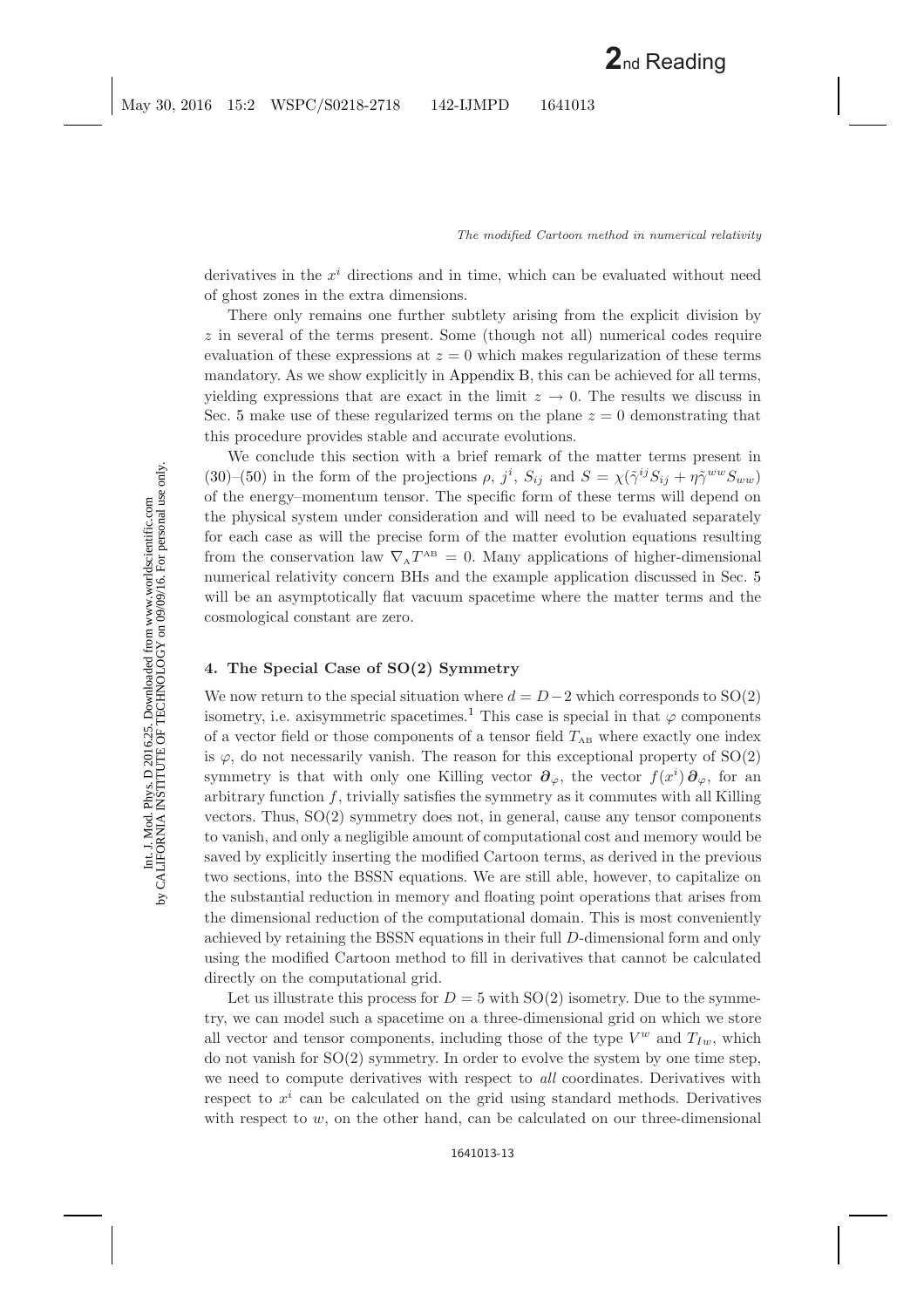derivatives in the $x^i$ directions and in time, which can be evaluated without need of ghost zones in the extra dimensions.

There only remains one further subtlety arising from the explicit division by $z$ in several of the terms present. Some (though not all) numerical codes require evaluation of these expressions at $z = 0$ which makes regularization of these terms mandatory. As we show explicitly in Appendix B, this can be achieved for all terms, yielding expressions that are exact in the limit $z \to 0$. The results we discuss in Sec. 5 make use of these regularized terms on the plane $z = 0$ demonstrating that this procedure provides stable and accurate evolutions.

We conclude this section with a brief remark of the matter terms present in (30)–(50) in the form of the projections $\rho$, $j^i$, $S_{ij}$ and $S = \chi(\tilde{\gamma}^{ij}S_{ij} + \eta\tilde{\gamma}^{ww}S_{ww})$ of the energy–momentum tensor. The specific form of these terms will depend on the physical system under consideration and will need to be evaluated separately for each case as will the precise form of the matter evolution equations resulting from the conservation law $\nabla_{\rm A}T^{\rm AB} = 0$. Many applications of higher-dimensional numerical relativity concern BHs and the example application discussed in Sec. 5 will be an asymptotically flat vacuum spacetime where the matter terms and the cosmological constant are zero.

## 4. The Special Case of SO(2) Symmetry

We now return to the special situation where $d = D-2$ which corresponds to SO(2) isometry, i.e. axisymmetric spacetimes.[1] This case is special in that $\varphi$ components of a vector field or those components of a tensor field $T_{\rm AB}$ where exactly one index is $\varphi$, do not necessarily vanish. The reason for this exceptional property of SO(2) symmetry is that with only one Killing vector $\boldsymbol{\partial}_\varphi$, the vector $f(x^i)\,\boldsymbol{\partial}_\varphi$, for an arbitrary function $f$, trivially satisfies the symmetry as it commutes with all Killing vectors. Thus, SO(2) symmetry does not, in general, cause any tensor components to vanish, and only a negligible amount of computational cost and memory would be saved by explicitly inserting the modified Cartoon terms, as derived in the previous two sections, into the BSSN equations. We are still able, however, to capitalize on the substantial reduction in memory and floating point operations that arises from the dimensional reduction of the computational domain. This is most conveniently achieved by retaining the BSSN equations in their full $D$-dimensional form and only using the modified Cartoon method to fill in derivatives that cannot be calculated directly on the computational grid.

Let us illustrate this process for $D = 5$ with SO(2) isometry. Due to the symmetry, we can model such a spacetime on a three-dimensional grid on which we store all vector and tensor components, including those of the type $V^w$ and $T_{Iw}$, which do not vanish for SO(2) symmetry. In order to evolve the system by one time step, we need to compute derivatives with respect to *all* coordinates. Derivatives with respect to $x^i$ can be calculated on the grid using standard methods. Derivatives with respect to $w$, on the other hand, can be calculated on our three-dimensional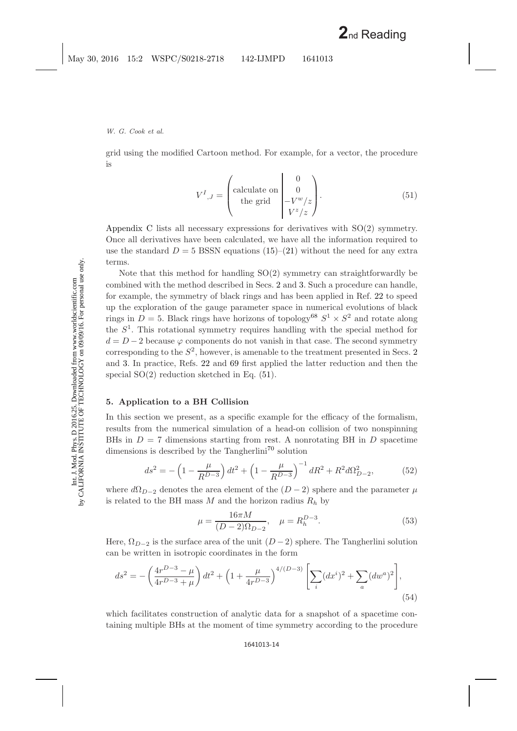grid using the modified Cartoon method. For example, for a vector, the procedure is

$$V^I{}_{,J} = \left( \begin{array}{c|c} \text{calculate on} & 0 \\ \text{the grid} & 0 \\ & -V^w/z \\ & V^z/z \end{array} \right). \tag{51}$$

Appendix C lists all necessary expressions for derivatives with SO(2) symmetry. Once all derivatives have been calculated, we have all the information required to use the standard $D = 5$ BSSN equations (15)–(21) without the need for any extra terms.

Note that this method for handling SO(2) symmetry can straightforwardly be combined with the method described in Secs. 2 and 3. Such a procedure can handle, for example, the symmetry of black rings and has been applied in Ref. 22 to speed up the exploration of the gauge parameter space in numerical evolutions of black rings in $D = 5$. Black rings have horizons of topology[68] $S^1 \times S^2$ and rotate along the $S^1$. This rotational symmetry requires handling with the special method for $d = D - 2$ because $\varphi$ components do not vanish in that case. The second symmetry corresponding to the $S^2$, however, is amenable to the treatment presented in Secs. 2 and 3. In practice, Refs. 22 and 69 first applied the latter reduction and then the special SO(2) reduction sketched in Eq. (51).

## 5. Application to a BH Collision

In this section we present, as a specific example for the efficacy of the formalism, results from the numerical simulation of a head-on collision of two nonspinning BHs in $D = 7$ dimensions starting from rest. A nonrotating BH in $D$ spacetime dimensions is described by the Tangherlini[70] solution

$$ds^2 = -\left(1 - \frac{\mu}{R^{D-3}}\right) dt^2 + \left(1 - \frac{\mu}{R^{D-3}}\right)^{-1} dR^2 + R^2 d\Omega_{D-2}^2, \tag{52}$$

where $d\Omega_{D-2}$ denotes the area element of the $(D-2)$ sphere and the parameter $\mu$ is related to the BH mass $M$ and the horizon radius $R_h$ by

$$\mu = \frac{16\pi M}{(D-2)\Omega_{D-2}}, \quad \mu = R_h^{D-3}. \tag{53}$$

Here, $\Omega_{D-2}$ is the surface area of the unit $(D-2)$ sphere. The Tangherlini solution can be written in isotropic coordinates in the form

$$ds^2 = -\left(\frac{4r^{D-3} - \mu}{4r^{D-3} + \mu}\right) dt^2 + \left(1 + \frac{\mu}{4r^{D-3}}\right)^{4/(D-3)} \left[\sum_i (dx^i)^2 + \sum_a (dw^a)^2\right], \tag{54}$$

which facilitates construction of analytic data for a snapshot of a spacetime containing multiple BHs at the moment of time symmetry according to the procedure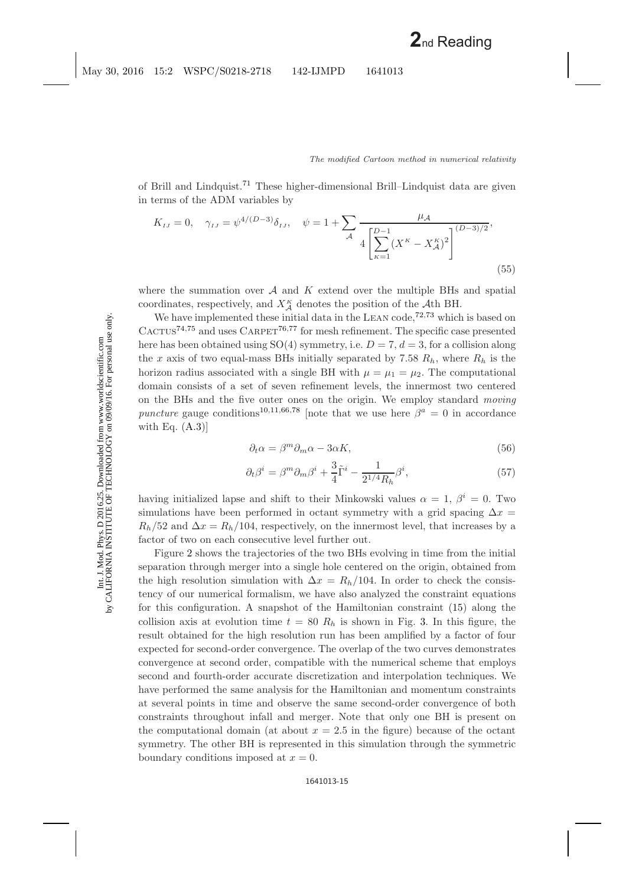of Brill and Lindquist.[71] These higher-dimensional Brill–Lindquist data are given in terms of the ADM variables by

$$K_{IJ} = 0, \quad \gamma_{IJ} = \psi^{4/(D-3)}\delta_{IJ}, \quad \psi = 1 + \sum_{\mathcal{A}} \frac{\mu_{\mathcal{A}}}{4\left[\sum_{K=1}^{D-1}(X^K - X^K_{\mathcal{A}})^2\right]^{(D-3)/2}}, \tag{55}$$

where the summation over $\mathcal{A}$ and $K$ extend over the multiple BHs and spatial coordinates, respectively, and $X^K_{\mathcal{A}}$ denotes the position of the $\mathcal{A}$th BH.

We have implemented these initial data in the Lean code,[72,73] which is based on Cactus[74,75] and uses Carpet[76,77] for mesh refinement. The specific case presented here has been obtained using SO(4) symmetry, i.e. $D = 7$, $d = 3$, for a collision along the $x$ axis of two equal-mass BHs initially separated by 7.58 $R_h$, where $R_h$ is the horizon radius associated with a single BH with $\mu = \mu_1 = \mu_2$. The computational domain consists of a set of seven refinement levels, the innermost two centered on the BHs and the five outer ones on the origin. We employ standard *moving puncture* gauge conditions[10,11,66,78] [note that we use here $\beta^a = 0$ in accordance with Eq. (A.3)]

$$\partial_t \alpha = \beta^m \partial_m \alpha - 3\alpha K, \tag{56}$$

$$\partial_t \beta^i = \beta^m \partial_m \beta^i + \frac{3}{4}\tilde{\Gamma}^i - \frac{1}{2^{1/4}R_h}\beta^i, \tag{57}$$

having initialized lapse and shift to their Minkowski values $\alpha = 1$, $\beta^i = 0$. Two simulations have been performed in octant symmetry with a grid spacing $\Delta x = R_h/52$ and $\Delta x = R_h/104$, respectively, on the innermost level, that increases by a factor of two on each consecutive level further out.

Figure 2 shows the trajectories of the two BHs evolving in time from the initial separation through merger into a single hole centered on the origin, obtained from the high resolution simulation with $\Delta x = R_h/104$. In order to check the consistency of our numerical formalism, we have also analyzed the constraint equations for this configuration. A snapshot of the Hamiltonian constraint (15) along the collision axis at evolution time $t = 80\ R_h$ is shown in Fig. 3. In this figure, the result obtained for the high resolution run has been amplified by a factor of four expected for second-order convergence. The overlap of the two curves demonstrates convergence at second order, compatible with the numerical scheme that employs second and fourth-order accurate discretization and interpolation techniques. We have performed the same analysis for the Hamiltonian and momentum constraints at several points in time and observe the same second-order convergence of both constraints throughout infall and merger. Note that only one BH is present on the computational domain (at about $x = 2.5$ in the figure) because of the octant symmetry. The other BH is represented in this simulation through the symmetric boundary conditions imposed at $x = 0$.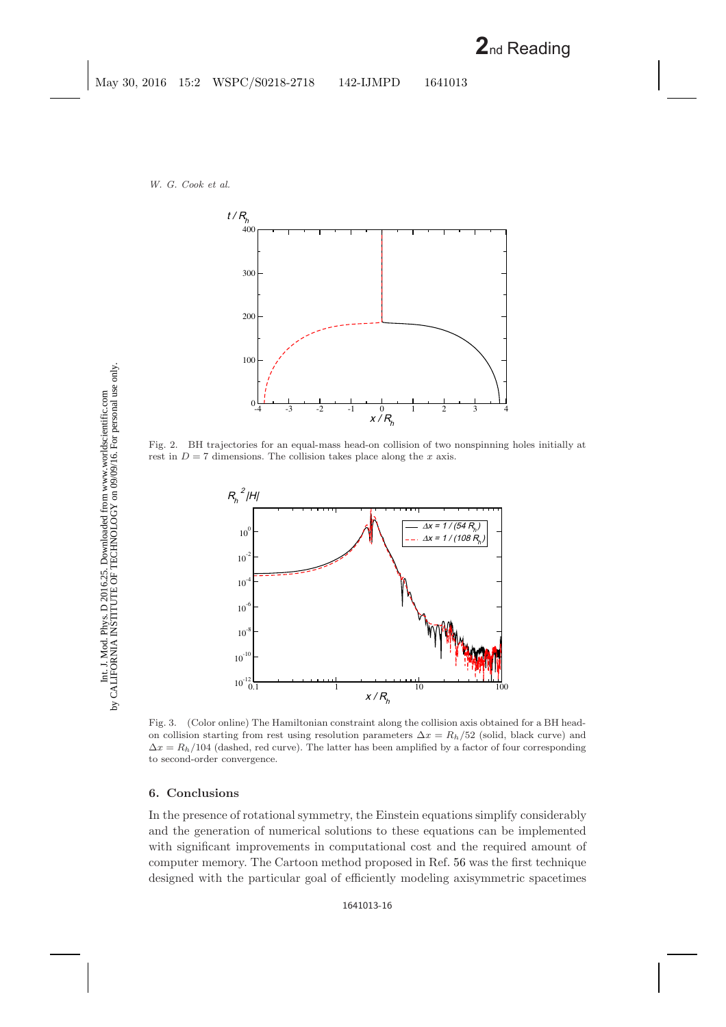Fig. 2. BH trajectories for an equal-mass head-on collision of two nonspinning holes initially at rest in $D = 7$ dimensions. The collision takes place along the $x$ axis.

Fig. 3. (Color online) The Hamiltonian constraint along the collision axis obtained for a BH head-on collision starting from rest using resolution parameters $\Delta x = R_h/52$ (solid, black curve) and $\Delta x = R_h/104$ (dashed, red curve). The latter has been amplified by a factor of four corresponding to second-order convergence.

## 6. Conclusions

In the presence of rotational symmetry, the Einstein equations simplify considerably and the generation of numerical solutions to these equations can be implemented with significant improvements in computational cost and the required amount of computer memory. The Cartoon method proposed in Ref. 56 was the first technique designed with the particular goal of efficiently modeling axisymmetric spacetimes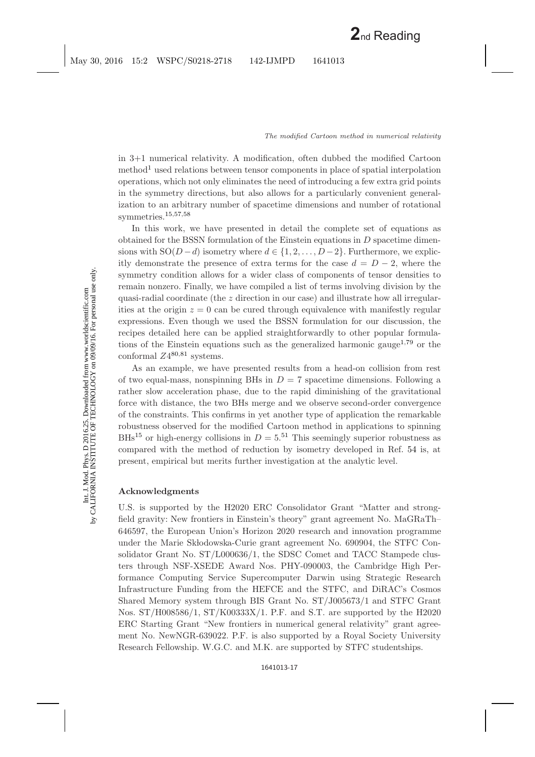in 3+1 numerical relativity. A modification, often dubbed the modified Cartoon method[1] used relations between tensor components in place of spatial interpolation operations, which not only eliminates the need of introducing a few extra grid points in the symmetry directions, but also allows for a particularly convenient generalization to an arbitrary number of spacetime dimensions and number of rotational symmetries.[15,57,58]

In this work, we have presented in detail the complete set of equations as obtained for the BSSN formulation of the Einstein equations in $D$ spacetime dimensions with $\mathrm{SO}(D-d)$ isometry where $d \in \{1, 2, \ldots, D-2\}$. Furthermore, we explicitly demonstrate the presence of extra terms for the case $d = D - 2$, where the symmetry condition allows for a wider class of components of tensor densities to remain nonzero. Finally, we have compiled a list of terms involving division by the quasi-radial coordinate (the $z$ direction in our case) and illustrate how all irregularities at the origin $z = 0$ can be cured through equivalence with manifestly regular expressions. Even though we used the BSSN formulation for our discussion, the recipes detailed here can be applied straightforwardly to other popular formulations of the Einstein equations such as the generalized harmonic gauge[1,79] or the conformal $Z4$[80,81] systems.

As an example, we have presented results from a head-on collision from rest of two equal-mass, nonspinning BHs in $D = 7$ spacetime dimensions. Following a rather slow acceleration phase, due to the rapid diminishing of the gravitational force with distance, the two BHs merge and we observe second-order convergence of the constraints. This confirms in yet another type of application the remarkable robustness observed for the modified Cartoon method in applications to spinning BHs[15] or high-energy collisions in $D = 5$.[51] This seemingly superior robustness as compared with the method of reduction by isometry developed in Ref. 54 is, at present, empirical but merits further investigation at the analytic level.

## Acknowledgments

U.S. is supported by the H2020 ERC Consolidator Grant "Matter and strong-field gravity: New frontiers in Einstein's theory" grant agreement No. MaGRaTh–646597, the European Union's Horizon 2020 research and innovation programme under the Marie Skłodowska-Curie grant agreement No. 690904, the STFC Consolidator Grant No. ST/L000636/1, the SDSC Comet and TACC Stampede clusters through NSF-XSEDE Award Nos. PHY-090003, the Cambridge High Performance Computing Service Supercomputer Darwin using Strategic Research Infrastructure Funding from the HEFCE and the STFC, and DiRAC's Cosmos Shared Memory system through BIS Grant No. ST/J005673/1 and STFC Grant Nos. ST/H008586/1, ST/K00333X/1. P.F. and S.T. are supported by the H2020 ERC Starting Grant "New frontiers in numerical general relativity" grant agreement No. NewNGR-639022. P.F. is also supported by a Royal Society University Research Fellowship. W.G.C. and M.K. are supported by STFC studentships.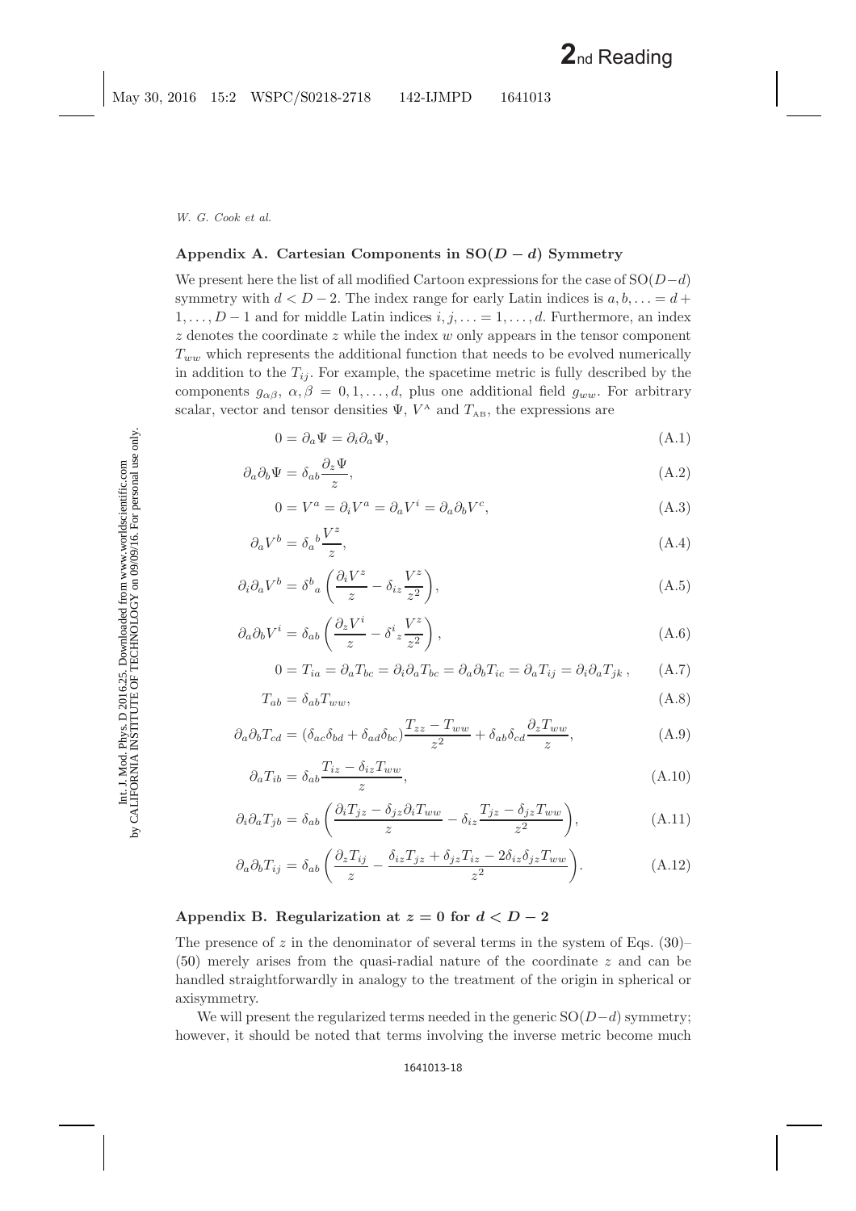## Appendix A. Cartesian Components in SO$(D-d)$ Symmetry

We present here the list of all modified Cartoon expressions for the case of SO$(D-d)$ symmetry with $d < D-2$. The index range for early Latin indices is $a, b, \ldots = d+1, \ldots, D-1$ and for middle Latin indices $i, j, \ldots = 1, \ldots, d$. Furthermore, an index $z$ denotes the coordinate $z$ while the index $w$ only appears in the tensor component $T_{ww}$ which represents the additional function that needs to be evolved numerically in addition to the $T_{ij}$. For example, the spacetime metric is fully described by the components $g_{\alpha\beta}$, $\alpha, \beta = 0, 1, \ldots, d$, plus one additional field $g_{ww}$. For arbitrary scalar, vector and tensor densities $\Psi$, $V^{\text{A}}$ and $T_{\text{AB}}$, the expressions are

$$0 = \partial_a \Psi = \partial_i \partial_a \Psi, \tag{A.1}$$

$$\partial_a \partial_b \Psi = \delta_{ab} \frac{\partial_z \Psi}{z}, \tag{A.2}$$

$$0 = V^a = \partial_i V^a = \partial_a V^i = \partial_a \partial_b V^c, \tag{A.3}$$

$$\partial_a V^b = \delta_a{}^b \frac{V^z}{z}, \tag{A.4}$$

$$\partial_i \partial_a V^b = \delta^b{}_a \left( \frac{\partial_i V^z}{z} - \delta_{iz} \frac{V^z}{z^2} \right), \tag{A.5}$$

$$\partial_a \partial_b V^i = \delta_{ab} \left( \frac{\partial_z V^i}{z} - \delta^i{}_z \frac{V^z}{z^2} \right), \tag{A.6}$$

$$0 = T_{ia} = \partial_a T_{bc} = \partial_i \partial_a T_{bc} = \partial_a \partial_b T_{ic} = \partial_a T_{ij} = \partial_i \partial_a T_{jk}\,, \tag{A.7}$$

$$T_{ab} = \delta_{ab} T_{ww}, \tag{A.8}$$

$$\partial_a \partial_b T_{cd} = (\delta_{ac}\delta_{bd} + \delta_{ad}\delta_{bc}) \frac{T_{zz} - T_{ww}}{z^2} + \delta_{ab}\delta_{cd} \frac{\partial_z T_{ww}}{z}, \tag{A.9}$$

$$\partial_a T_{ib} = \delta_{ab} \frac{T_{iz} - \delta_{iz} T_{ww}}{z}, \tag{A.10}$$

$$\partial_i \partial_a T_{jb} = \delta_{ab} \left( \frac{\partial_i T_{jz} - \delta_{jz} \partial_i T_{ww}}{z} - \delta_{iz} \frac{T_{jz} - \delta_{jz} T_{ww}}{z^2} \right), \tag{A.11}$$

$$\partial_a \partial_b T_{ij} = \delta_{ab} \left( \frac{\partial_z T_{ij}}{z} - \frac{\delta_{iz} T_{jz} + \delta_{jz} T_{iz} - 2\delta_{iz}\delta_{jz} T_{ww}}{z^2} \right). \tag{A.12}$$

## Appendix B. Regularization at $z = 0$ for $d < D-2$

The presence of $z$ in the denominator of several terms in the system of Eqs. (30)–(50) merely arises from the quasi-radial nature of the coordinate $z$ and can be handled straightforwardly in analogy to the treatment of the origin in spherical or axisymmetry.

We will present the regularized terms needed in the generic SO$(D-d)$ symmetry; however, it should be noted that terms involving the inverse metric become much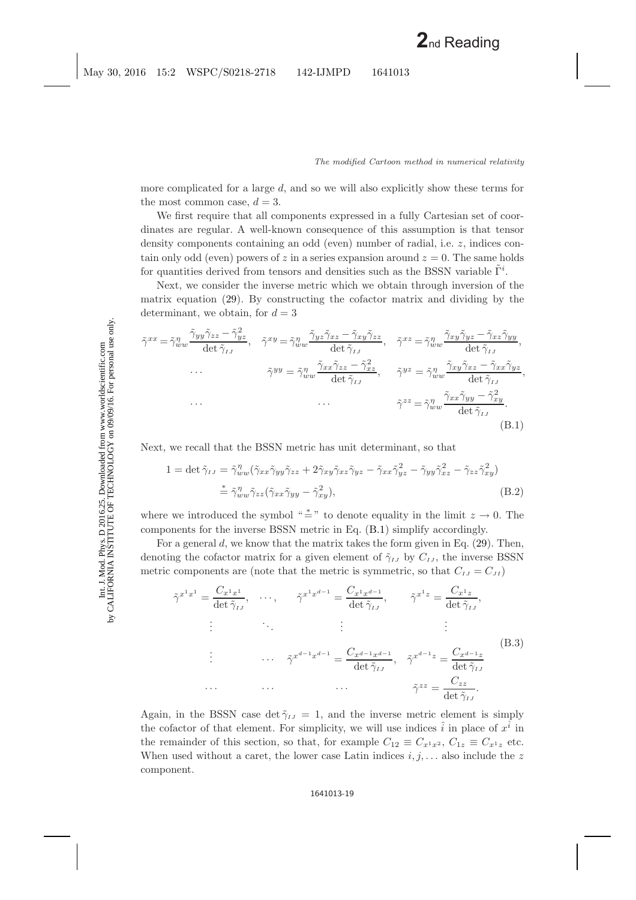more complicated for a large $d$, and so we will also explicitly show these terms for the most common case, $d = 3$.

We first require that all components expressed in a fully Cartesian set of coordinates are regular. A well-known consequence of this assumption is that tensor density components containing an odd (even) number of radial, i.e. $z$, indices contain only odd (even) powers of $z$ in a series expansion around $z = 0$. The same holds for quantities derived from tensors and densities such as the BSSN variable $\tilde{\Gamma}^i$.

Next, we consider the inverse metric which we obtain through inversion of the matrix equation (29). By constructing the cofactor matrix and dividing by the determinant, we obtain, for $d = 3$

$$
\begin{aligned}
\tilde{\gamma}^{xx} &= \tilde{\gamma}^{\eta}_{ww}\frac{\tilde{\gamma}_{yy}\tilde{\gamma}_{zz} - \tilde{\gamma}_{yz}^2}{\det\tilde{\gamma}_{IJ}}, \quad &\tilde{\gamma}^{xy} &= \tilde{\gamma}^{\eta}_{ww}\frac{\tilde{\gamma}_{yz}\tilde{\gamma}_{xz} - \tilde{\gamma}_{xy}\tilde{\gamma}_{zz}}{\det\tilde{\gamma}_{IJ}}, \quad &\tilde{\gamma}^{xz} &= \tilde{\gamma}^{\eta}_{ww}\frac{\tilde{\gamma}_{xy}\tilde{\gamma}_{yz} - \tilde{\gamma}_{xz}\tilde{\gamma}_{yy}}{\det\tilde{\gamma}_{IJ}}, \\
&\cdots &\tilde{\gamma}^{yy} &= \tilde{\gamma}^{\eta}_{ww}\frac{\tilde{\gamma}_{xx}\tilde{\gamma}_{zz} - \tilde{\gamma}_{xz}^2}{\det\tilde{\gamma}_{IJ}}, \quad &\tilde{\gamma}^{yz} &= \tilde{\gamma}^{\eta}_{ww}\frac{\tilde{\gamma}_{xy}\tilde{\gamma}_{xz} - \tilde{\gamma}_{xx}\tilde{\gamma}_{yz}}{\det\tilde{\gamma}_{IJ}}, \\
&\cdots & &\cdots &\tilde{\gamma}^{zz} &= \tilde{\gamma}^{\eta}_{ww}\frac{\tilde{\gamma}_{xx}\tilde{\gamma}_{yy} - \tilde{\gamma}_{xy}^2}{\det\tilde{\gamma}_{IJ}}.
\end{aligned}
\tag{B.1}
$$

Next, we recall that the BSSN metric has unit determinant, so that

$$
\begin{aligned}
1 = \det\tilde{\gamma}_{IJ} &= \tilde{\gamma}^{\eta}_{ww}(\tilde{\gamma}_{xx}\tilde{\gamma}_{yy}\tilde{\gamma}_{zz} + 2\tilde{\gamma}_{xy}\tilde{\gamma}_{xz}\tilde{\gamma}_{yz} - \tilde{\gamma}_{xx}\tilde{\gamma}_{yz}^2 - \tilde{\gamma}_{yy}\tilde{\gamma}_{xz}^2 - \tilde{\gamma}_{zz}\tilde{\gamma}_{xy}^2) \\
&\stackrel{*}{=} \tilde{\gamma}^{\eta}_{ww}\tilde{\gamma}_{zz}(\tilde{\gamma}_{xx}\tilde{\gamma}_{yy} - \tilde{\gamma}_{xy}^2),
\end{aligned}
\tag{B.2}
$$

where we introduced the symbol "$\stackrel{*}{=}$" to denote equality in the limit $z \to 0$. The components for the inverse BSSN metric in Eq. (B.1) simplify accordingly.

For a general $d$, we know that the matrix takes the form given in Eq. (29). Then, denoting the cofactor matrix for a given element of $\tilde{\gamma}_{IJ}$ by $C_{IJ}$, the inverse BSSN metric components are (note that the metric is symmetric, so that $C_{IJ} = C_{JI}$)

$$
\begin{array}{cccc}
\tilde{\gamma}^{x^1x^1} = \dfrac{C_{x^1x^1}}{\det\tilde{\gamma}_{IJ}}, & \cdots, & \tilde{\gamma}^{x^1x^{d-1}} = \dfrac{C_{x^1x^{d-1}}}{\det\tilde{\gamma}_{IJ}}, & \tilde{\gamma}^{x^1z} = \dfrac{C_{x^1z}}{\det\tilde{\gamma}_{IJ}}, \\
\vdots & \ddots & \vdots & \vdots \\
\vdots & \cdots & \tilde{\gamma}^{x^{d-1}x^{d-1}} = \dfrac{C_{x^{d-1}x^{d-1}}}{\det\tilde{\gamma}_{IJ}}, & \tilde{\gamma}^{x^{d-1}z} = \dfrac{C_{x^{d-1}z}}{\det\tilde{\gamma}_{IJ}} \\
\cdots & \cdots & \cdots & \tilde{\gamma}^{zz} = \dfrac{C_{zz}}{\det\tilde{\gamma}_{IJ}}.
\end{array}
\tag{B.3}
$$

Again, in the BSSN case $\det\tilde{\gamma}_{IJ} = 1$, and the inverse metric element is simply the cofactor of that element. For simplicity, we will use indices $\hat{i}$ in place of $x^{\hat{i}}$ in the remainder of this section, so that, for example $C_{12} \equiv C_{x^1x^2}$, $C_{1z} \equiv C_{x^1z}$ etc. When used without a caret, the lower case Latin indices $i, j, \ldots$ also include the $z$ component.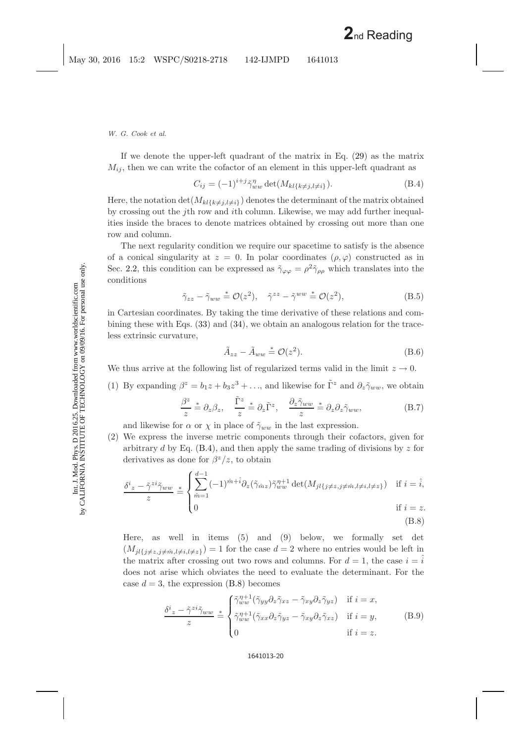If we denote the upper-left quadrant of the matrix in Eq. (29) as the matrix $M_{ij}$, then we can write the cofactor of an element in this upper-left quadrant as

$$C_{ij} = (-1)^{i+j} \tilde{\gamma}_{ww}^{\eta} \det(M_{kl\{k\neq j, l\neq i\}}). \tag{B.4}$$

Here, the notation $\det(M_{kl\{k\neq j,l\neq i\}})$ denotes the determinant of the matrix obtained by crossing out the $j$th row and $i$th column. Likewise, we may add further inequalities inside the braces to denote matrices obtained by crossing out more than one row and column.

The next regularity condition we require our spacetime to satisfy is the absence of a conical singularity at $z = 0$. In polar coordinates $(\rho, \varphi)$ constructed as in Sec. 2.2, this condition can be expressed as $\tilde{\gamma}_{\varphi\varphi} = \rho^2 \tilde{\gamma}_{\rho\rho}$ which translates into the conditions

$$\tilde{\gamma}_{zz} - \tilde{\gamma}_{ww} \stackrel{*}{=} \mathcal{O}(z^2), \quad \tilde{\gamma}^{zz} - \tilde{\gamma}^{ww} \stackrel{*}{=} \mathcal{O}(z^2), \tag{B.5}$$

in Cartesian coordinates. By taking the time derivative of these relations and combining these with Eqs. (33) and (34), we obtain an analogous relation for the traceless extrinsic curvature,

$$\tilde{A}_{zz} - \tilde{A}_{ww} \stackrel{*}{=} \mathcal{O}(z^2). \tag{B.6}$$

We thus arrive at the following list of regularized terms valid in the limit $z \to 0$.

(1) By expanding $\beta^z = b_1 z + b_3 z^3 + \ldots$, and likewise for $\tilde{\Gamma}^z$ and $\partial_z \tilde{\gamma}_{ww}$, we obtain

$$\frac{\beta^z}{z} \stackrel{*}{=} \partial_z \beta_z, \quad \frac{\tilde{\Gamma}^z}{z} \stackrel{*}{=} \partial_z \tilde{\Gamma}^z, \quad \frac{\partial_z \tilde{\gamma}_{ww}}{z} \stackrel{*}{=} \partial_z \partial_z \tilde{\gamma}_{ww}, \tag{B.7}$$

and likewise for $\alpha$ or $\chi$ in place of $\tilde{\gamma}_{ww}$ in the last expression.

(2) We express the inverse metric components through their cofactors, given for arbitrary $d$ by Eq. (B.4), and then apply the same trading of divisions by $z$ for derivatives as done for $\beta^z/z$, to obtain

$$\frac{\delta^i{}_z - \tilde{\gamma}^{zi}\tilde{\gamma}_{ww}}{z} \stackrel{*}{=} \begin{cases} \displaystyle\sum_{\hat{m}=1}^{d-1} (-1)^{\hat{m}+\hat{i}} \partial_z(\tilde{\gamma}_{\hat{m}z}) \tilde{\gamma}_{ww}^{\eta+1} \det(M_{jl\{j\neq z, j\neq \hat{m}, l\neq i, l\neq z\}}) & \text{if } i = \hat{i}, \\ 0 & \text{if } i = z. \end{cases} \tag{B.8}$$

Here, as well in items (5) and (9) below, we formally set $\det(M_{jl\{j\neq z,j\neq \hat{m},l\neq i,l\neq z\}}) = 1$ for the case $d = 2$ where no entries would be left in the matrix after crossing out two rows and columns. For $d = 1$, the case $i = \hat{i}$ does not arise which obviates the need to evaluate the determinant. For the case $d = 3$, the expression (B.8) becomes

$$\frac{\delta^i{}_z - \tilde{\gamma}^{zi}\tilde{\gamma}_{ww}}{z} \stackrel{*}{=} \begin{cases} \tilde{\gamma}_{ww}^{\eta+1}(\tilde{\gamma}_{yy}\partial_z\tilde{\gamma}_{xz} - \tilde{\gamma}_{xy}\partial_z\tilde{\gamma}_{yz}) & \text{if } i = x, \\ \tilde{\gamma}_{ww}^{\eta+1}(\tilde{\gamma}_{xx}\partial_z\tilde{\gamma}_{yz} - \tilde{\gamma}_{xy}\partial_z\tilde{\gamma}_{xz}) & \text{if } i = y, \\ 0 & \text{if } i = z. \end{cases} \tag{B.9}$$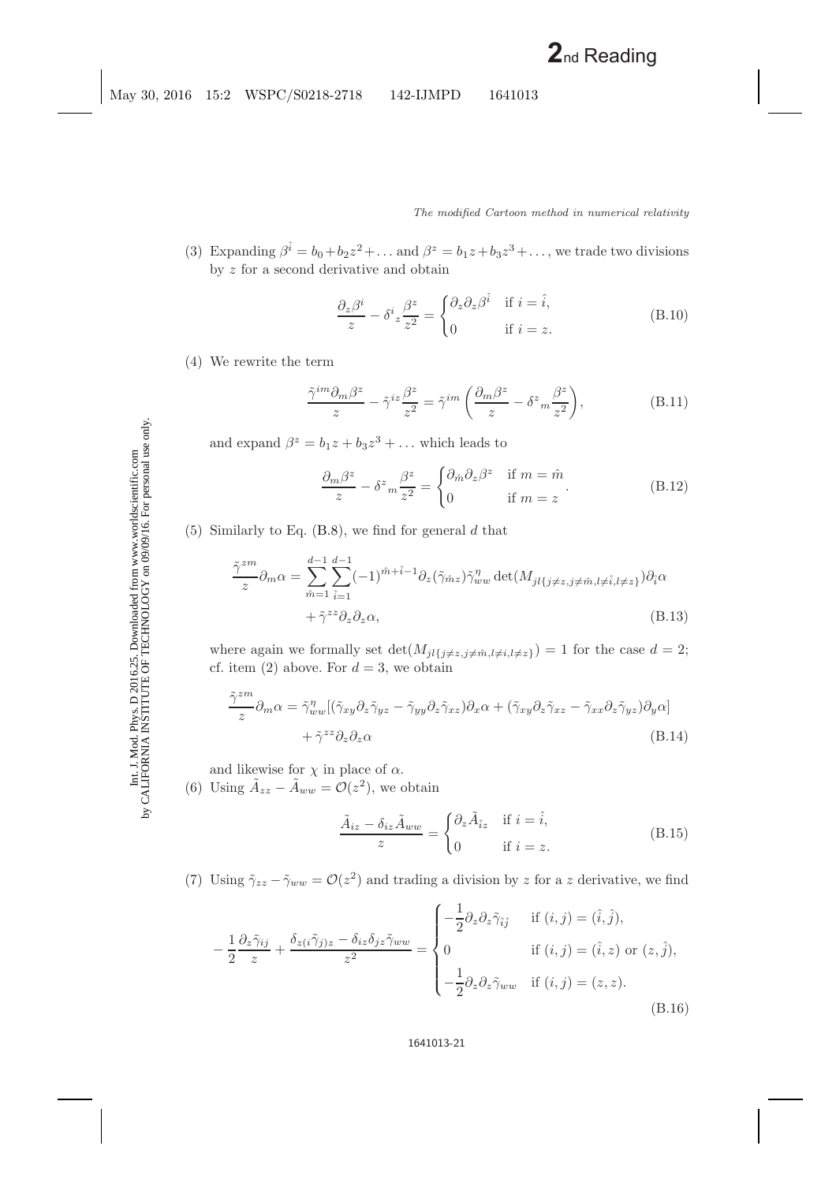(3) Expanding $\beta^{\hat{i}} = b_0 + b_2 z^2 + \ldots$ and $\beta^z = b_1 z + b_3 z^3 + \ldots$, we trade two divisions by $z$ for a second derivative and obtain

$$\frac{\partial_z \beta^i}{z} - \delta^i{}_z \frac{\beta^z}{z^2} = \begin{cases} \partial_z \partial_z \beta^{\hat{i}} & \text{if } i = \hat{i}, \\ 0 & \text{if } i = z. \end{cases} \tag{B.10}$$

(4) We rewrite the term

$$\frac{\tilde{\gamma}^{im} \partial_m \beta^z}{z} - \tilde{\gamma}^{iz} \frac{\beta^z}{z^2} = \tilde{\gamma}^{im} \left( \frac{\partial_m \beta^z}{z} - \delta^z{}_m \frac{\beta^z}{z^2} \right), \tag{B.11}$$

and expand $\beta^z = b_1 z + b_3 z^3 + \ldots$ which leads to

$$\frac{\partial_m \beta^z}{z} - \delta^z{}_m \frac{\beta^z}{z^2} = \begin{cases} \partial_{\hat{m}} \partial_z \beta^z & \text{if } m = \hat{m} \\ 0 & \text{if } m = z \end{cases}. \tag{B.12}$$

(5) Similarly to Eq. (B.8), we find for general $d$ that

$$\begin{aligned} \frac{\tilde{\gamma}^{zm}}{z} \partial_m \alpha = &\sum_{\hat{m}=1}^{d-1} \sum_{\hat{i}=1}^{d-1} (-1)^{\hat{m}+\hat{i}-1} \partial_z (\tilde{\gamma}_{\hat{m}z}) \tilde{\gamma}^{\eta}_{ww} \det(M_{jl\{j \neq z, j \neq \hat{m}, l \neq \hat{i}, l \neq z\}}) \partial_{\hat{i}} \alpha \\ &+ \tilde{\gamma}^{zz} \partial_z \partial_z \alpha, \end{aligned} \tag{B.13}$$

where again we formally set $\det(M_{jl\{j \neq z, j \neq \hat{m}, l \neq i, l \neq z\}}) = 1$ for the case $d = 2$; cf. item (2) above. For $d = 3$, we obtain

$$\begin{aligned} \frac{\tilde{\gamma}^{zm}}{z} \partial_m \alpha = &\tilde{\gamma}^{\eta}_{ww} [(\tilde{\gamma}_{xy} \partial_z \tilde{\gamma}_{yz} - \tilde{\gamma}_{yy} \partial_z \tilde{\gamma}_{xz}) \partial_x \alpha + (\tilde{\gamma}_{xy} \partial_z \tilde{\gamma}_{xz} - \tilde{\gamma}_{xx} \partial_z \tilde{\gamma}_{yz}) \partial_y \alpha] \\ &+ \tilde{\gamma}^{zz} \partial_z \partial_z \alpha \end{aligned} \tag{B.14}$$

and likewise for $\chi$ in place of $\alpha$.

(6) Using $\tilde{A}_{zz} - \tilde{A}_{ww} = \mathcal{O}(z^2)$, we obtain

$$\frac{\tilde{A}_{iz} - \delta_{iz} \tilde{A}_{ww}}{z} = \begin{cases} \partial_z \tilde{A}_{\hat{i}z} & \text{if } i = \hat{i}, \\ 0 & \text{if } i = z. \end{cases} \tag{B.15}$$

(7) Using $\tilde{\gamma}_{zz} - \tilde{\gamma}_{ww} = \mathcal{O}(z^2)$ and trading a division by $z$ for a $z$ derivative, we find

$$-\frac{1}{2} \frac{\partial_z \tilde{\gamma}_{ij}}{z} + \frac{\delta_{z(i} \tilde{\gamma}_{j)z} - \delta_{iz} \delta_{jz} \tilde{\gamma}_{ww}}{z^2} = \begin{cases} -\dfrac{1}{2} \partial_z \partial_z \tilde{\gamma}_{\hat{i}\hat{j}} & \text{if } (i,j) = (\hat{i}, \hat{j}), \\ 0 & \text{if } (i,j) = (\hat{i}, z) \text{ or } (z, \hat{j}), \\ -\dfrac{1}{2} \partial_z \partial_z \tilde{\gamma}_{ww} & \text{if } (i,j) = (z,z). \end{cases} \tag{B.16}$$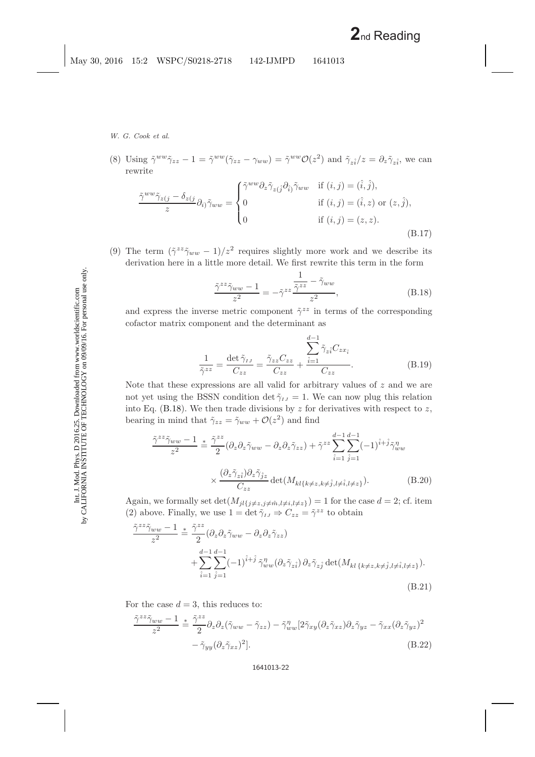(8) Using $\tilde{\gamma}^{ww}\tilde{\gamma}_{zz} - 1 = \tilde{\gamma}^{ww}(\tilde{\gamma}_{zz} - \gamma_{ww}) = \tilde{\gamma}^{ww}\mathcal{O}(z^2)$ and $\tilde{\gamma}_{z\hat{i}}/z = \partial_z\tilde{\gamma}_{z\hat{i}}$, we can rewrite

$$\frac{\tilde{\gamma}^{ww}\tilde{\gamma}_{z(j} - \delta_{z(j}}{z}\partial_{i)}\tilde{\gamma}_{ww} = \begin{cases} \tilde{\gamma}^{ww}\partial_z\tilde{\gamma}_{z(\hat{j}}\partial_{\hat{i})}\tilde{\gamma}_{ww} & \text{if } (i,j) = (\hat{i},\hat{j}), \\ 0 & \text{if } (i,j) = (\hat{i},z) \text{ or } (z,\hat{j}), \\ 0 & \text{if } (i,j) = (z,z). \end{cases} \tag{B.17}$$

(9) The term $(\tilde{\gamma}^{zz}\tilde{\gamma}_{ww} - 1)/z^2$ requires slightly more work and we describe its derivation here in a little more detail. We first rewrite this term in the form

$$\frac{\tilde{\gamma}^{zz}\tilde{\gamma}_{ww} - 1}{z^2} = -\tilde{\gamma}^{zz}\frac{\dfrac{1}{\tilde{\gamma}^{zz}} - \tilde{\gamma}_{ww}}{z^2}, \tag{B.18}$$

and express the inverse metric component $\tilde{\gamma}^{zz}$ in terms of the corresponding cofactor matrix component and the determinant as

$$\frac{1}{\tilde{\gamma}^{zz}} = \frac{\det\tilde{\gamma}_{IJ}}{C_{zz}} = \frac{\tilde{\gamma}_{zz}C_{zz}}{C_{zz}} + \frac{\displaystyle\sum_{\hat{i}=1}^{d-1}\tilde{\gamma}_{z\hat{i}}C_{zx_{\hat{i}}}}{C_{zz}}. \tag{B.19}$$

Note that these expressions are all valid for arbitrary values of $z$ and we are not yet using the BSSN condition $\det\tilde{\gamma}_{IJ} = 1$. We can now plug this relation into Eq. (B.18). We then trade divisions by $z$ for derivatives with respect to $z$, bearing in mind that $\tilde{\gamma}_{zz} = \tilde{\gamma}_{ww} + \mathcal{O}(z^2)$ and find

$$\frac{\tilde{\gamma}^{zz}\tilde{\gamma}_{ww} - 1}{z^2} \stackrel{*}{=} \frac{\tilde{\gamma}^{zz}}{2}(\partial_z\partial_z\tilde{\gamma}_{ww} - \partial_z\partial_z\tilde{\gamma}_{zz}) + \tilde{\gamma}^{zz}\sum_{\hat{i}=1}^{d-1}\sum_{\hat{j}=1}^{d-1}(-1)^{\hat{i}+\hat{j}}\tilde{\gamma}^{\eta}_{ww} \times \frac{(\partial_z\tilde{\gamma}_{z\hat{i}})\partial_z\tilde{\gamma}_{\hat{j}z}}{C_{zz}}\det(M_{kl\{k\neq z,k\neq\hat{j},l\neq\hat{i},l\neq z\}}). \tag{B.20}$$

Again, we formally set $\det(M_{jl\{j\neq z,j\neq\hat{m},l\neq i,l\neq z\}}) = 1$ for the case $d = 2$; cf. item (2) above. Finally, we use $1 = \det\tilde{\gamma}_{IJ} \Rightarrow C_{zz} = \tilde{\gamma}^{zz}$ to obtain

$$\frac{\tilde{\gamma}^{zz}\tilde{\gamma}_{ww} - 1}{z^2} \stackrel{*}{=} \frac{\tilde{\gamma}^{zz}}{2}(\partial_z\partial_z\tilde{\gamma}_{ww} - \partial_z\partial_z\tilde{\gamma}_{zz}) + \sum_{\hat{i}=1}^{d-1}\sum_{\hat{j}=1}^{d-1}(-1)^{\hat{i}+\hat{j}}\,\tilde{\gamma}^{\eta}_{ww}(\partial_z\tilde{\gamma}_{z\hat{i}})\,\partial_z\tilde{\gamma}_{z\hat{j}}\det(M_{kl\,\{k\neq z,k\neq\hat{j},l\neq\hat{i},l\neq z\}}). \tag{B.21}$$

For the case $d = 3$, this reduces to:

$$\frac{\tilde{\gamma}^{zz}\tilde{\gamma}_{ww} - 1}{z^2} \stackrel{*}{=} \frac{\tilde{\gamma}^{zz}}{2}\partial_z\partial_z(\tilde{\gamma}_{ww} - \tilde{\gamma}_{zz}) - \tilde{\gamma}^{\eta}_{ww}[2\tilde{\gamma}_{xy}(\partial_z\tilde{\gamma}_{xz})\partial_z\tilde{\gamma}_{yz} - \tilde{\gamma}_{xx}(\partial_z\tilde{\gamma}_{yz})^2 - \tilde{\gamma}_{yy}(\partial_z\tilde{\gamma}_{xz})^2]. \tag{B.22}$$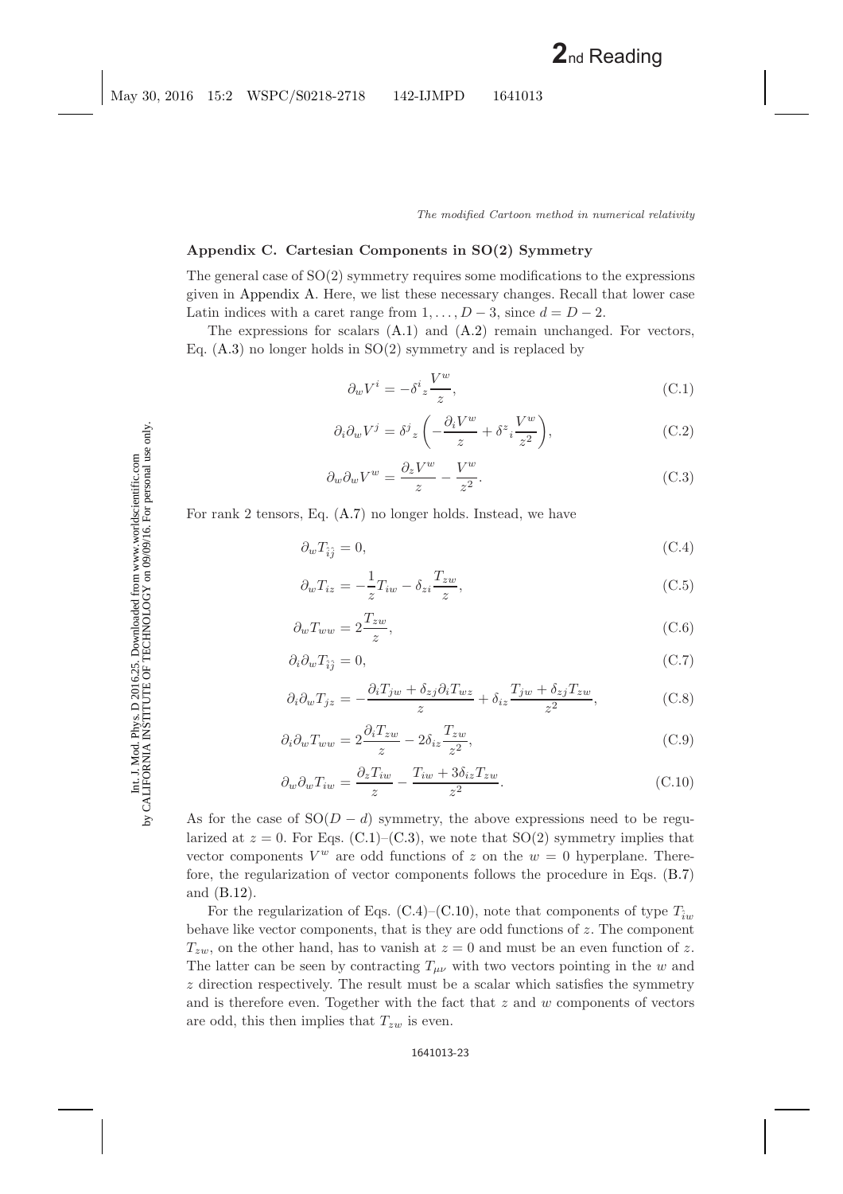## Appendix C. Cartesian Components in SO(2) Symmetry

The general case of SO(2) symmetry requires some modifications to the expressions given in Appendix A. Here, we list these necessary changes. Recall that lower case Latin indices with a caret range from $1, \ldots, D-3$, since $d = D-2$.

The expressions for scalars (A.1) and (A.2) remain unchanged. For vectors, Eq. (A.3) no longer holds in SO(2) symmetry and is replaced by

$$\partial_w V^i = -\delta^i{}_z \frac{V^w}{z}, \tag{C.1}$$

$$\partial_i \partial_w V^j = \delta^j{}_z \left( -\frac{\partial_i V^w}{z} + \delta^z{}_i \frac{V^w}{z^2} \right), \tag{C.2}$$

$$\partial_w \partial_w V^w = \frac{\partial_z V^w}{z} - \frac{V^w}{z^2}. \tag{C.3}$$

For rank 2 tensors, Eq. (A.7) no longer holds. Instead, we have

$$\partial_w T_{\hat{i}\hat{j}} = 0, \tag{C.4}$$

$$\partial_w T_{iz} = -\frac{1}{z} T_{iw} - \delta_{zi} \frac{T_{zw}}{z}, \tag{C.5}$$

$$\partial_w T_{ww} = 2 \frac{T_{zw}}{z}, \tag{C.6}$$

$$\partial_i \partial_w T_{\hat{i}\hat{j}} = 0, \tag{C.7}$$

$$\partial_i \partial_w T_{jz} = -\frac{\partial_i T_{jw} + \delta_{zj} \partial_i T_{wz}}{z} + \delta_{iz} \frac{T_{jw} + \delta_{zj} T_{zw}}{z^2}, \tag{C.8}$$

$$\partial_i \partial_w T_{ww} = 2 \frac{\partial_i T_{zw}}{z} - 2\delta_{iz} \frac{T_{zw}}{z^2}, \tag{C.9}$$

$$\partial_w \partial_w T_{iw} = \frac{\partial_z T_{iw}}{z} - \frac{T_{iw} + 3\delta_{iz} T_{zw}}{z^2}. \tag{C.10}$$

As for the case of SO$(D-d)$ symmetry, the above expressions need to be regularized at $z = 0$. For Eqs. (C.1)–(C.3), we note that SO(2) symmetry implies that vector components $V^w$ are odd functions of $z$ on the $w = 0$ hyperplane. Therefore, the regularization of vector components follows the procedure in Eqs. (B.7) and (B.12).

For the regularization of Eqs. (C.4)–(C.10), note that components of type $T_{\hat{i}w}$ behave like vector components, that is they are odd functions of $z$. The component $T_{zw}$, on the other hand, has to vanish at $z = 0$ and must be an even function of $z$. The latter can be seen by contracting $T_{\mu\nu}$ with two vectors pointing in the $w$ and $z$ direction respectively. The result must be a scalar which satisfies the symmetry and is therefore even. Together with the fact that $z$ and $w$ components of vectors are odd, this then implies that $T_{zw}$ is even.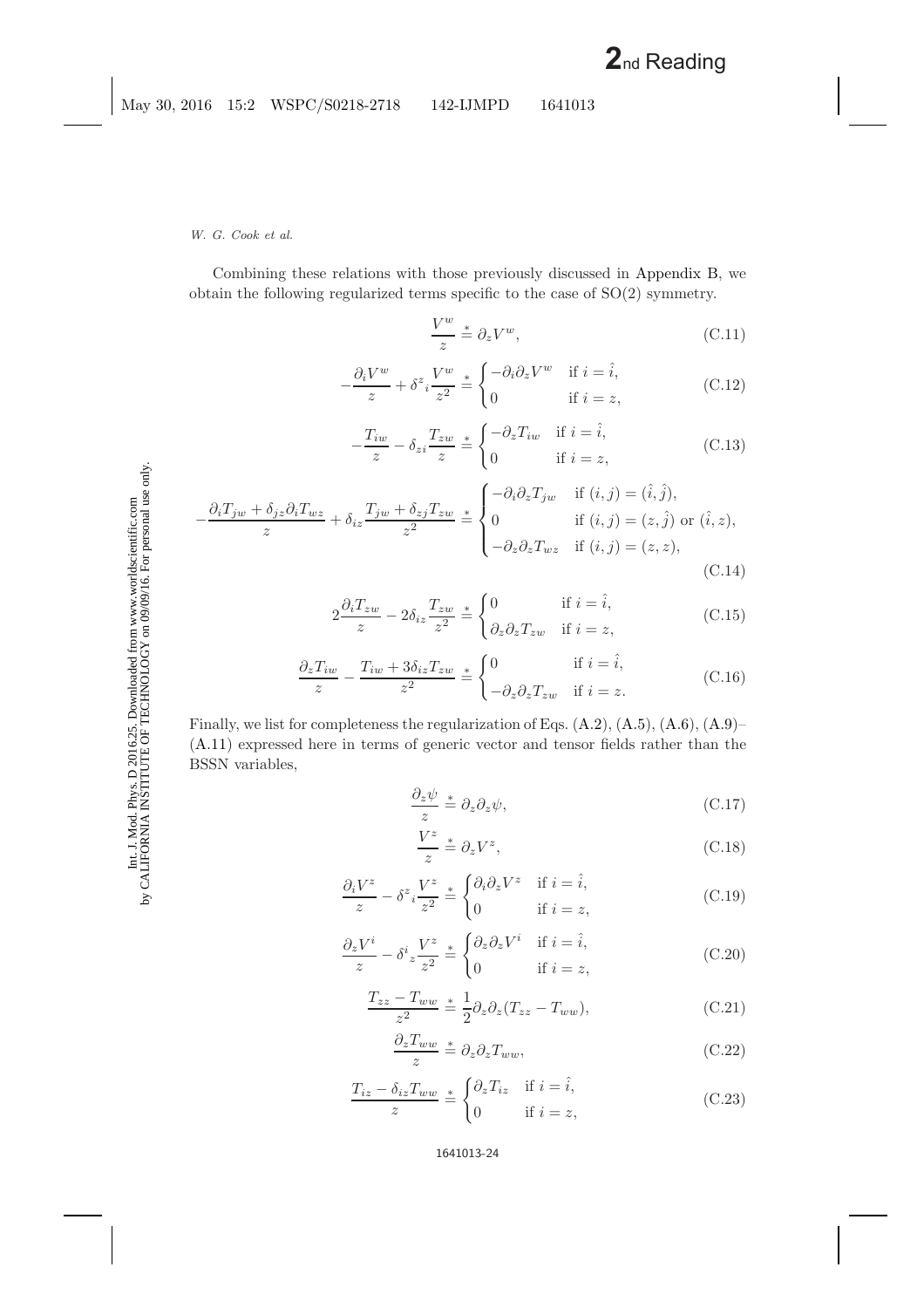Combining these relations with those previously discussed in Appendix B, we obtain the following regularized terms specific to the case of SO(2) symmetry.

$$\frac{V^w}{z} \overset{*}{=} \partial_z V^w, \tag{C.11}$$

$$-\frac{\partial_i V^w}{z} + \delta^z{}_i \frac{V^w}{z^2} \overset{*}{=} \begin{cases} -\partial_i \partial_z V^w & \text{if } i = \hat{i}, \\ 0 & \text{if } i = z, \end{cases} \tag{C.12}$$

$$-\frac{T_{iw}}{z} - \delta_{zi} \frac{T_{zw}}{z} \overset{*}{=} \begin{cases} -\partial_z T_{iw} & \text{if } i = \hat{i}, \\ 0 & \text{if } i = z, \end{cases} \tag{C.13}$$

$$-\frac{\partial_i T_{jw} + \delta_{jz} \partial_i T_{wz}}{z} + \delta_{iz} \frac{T_{jw} + \delta_{zj} T_{zw}}{z^2} \overset{*}{=} \begin{cases} -\partial_i \partial_z T_{jw} & \text{if } (i,j) = (\hat{i}, \hat{j}), \\ 0 & \text{if } (i,j) = (z, \hat{j}) \text{ or } (\hat{i}, z), \\ -\partial_z \partial_z T_{wz} & \text{if } (i,j) = (z,z), \end{cases} \tag{C.14}$$

$$2\frac{\partial_i T_{zw}}{z} - 2\delta_{iz} \frac{T_{zw}}{z^2} \overset{*}{=} \begin{cases} 0 & \text{if } i = \hat{i}, \\ \partial_z \partial_z T_{zw} & \text{if } i = z, \end{cases} \tag{C.15}$$

$$\frac{\partial_z T_{iw}}{z} - \frac{T_{iw} + 3\delta_{iz} T_{zw}}{z^2} \overset{*}{=} \begin{cases} 0 & \text{if } i = \hat{i}, \\ -\partial_z \partial_z T_{zw} & \text{if } i = z. \end{cases} \tag{C.16}$$

Finally, we list for completeness the regularization of Eqs. (A.2), (A.5), (A.6), (A.9)–(A.11) expressed here in terms of generic vector and tensor fields rather than the BSSN variables,

$$\frac{\partial_z \psi}{z} \overset{*}{=} \partial_z \partial_z \psi, \tag{C.17}$$

$$\frac{V^z}{z} \overset{*}{=} \partial_z V^z, \tag{C.18}$$

$$\frac{\partial_i V^z}{z} - \delta^z{}_i \frac{V^z}{z^2} \overset{*}{=} \begin{cases} \partial_i \partial_z V^z & \text{if } i = \hat{i}, \\ 0 & \text{if } i = z, \end{cases} \tag{C.19}$$

$$\frac{\partial_z V^i}{z} - \delta^i{}_z \frac{V^z}{z^2} \overset{*}{=} \begin{cases} \partial_z \partial_z V^i & \text{if } i = \hat{i}, \\ 0 & \text{if } i = z, \end{cases} \tag{C.20}$$

$$\frac{T_{zz} - T_{ww}}{z^2} \overset{*}{=} \frac{1}{2} \partial_z \partial_z (T_{zz} - T_{ww}), \tag{C.21}$$

$$\frac{\partial_z T_{ww}}{z} \overset{*}{=} \partial_z \partial_z T_{ww}, \tag{C.22}$$

$$\frac{T_{iz} - \delta_{iz} T_{ww}}{z} \overset{*}{=} \begin{cases} \partial_z T_{iz} & \text{if } i = \hat{i}, \\ 0 & \text{if } i = z, \end{cases} \tag{C.23}$$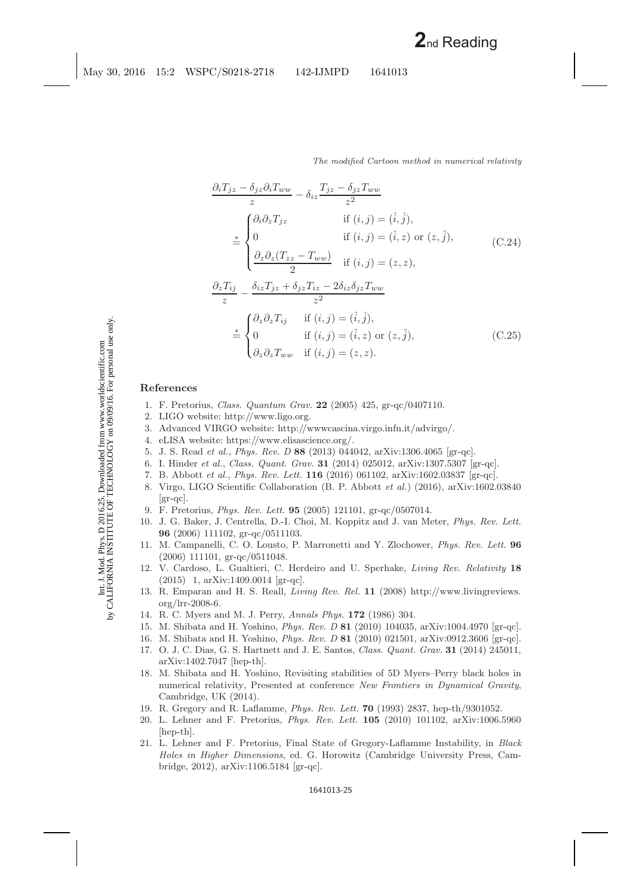$$
\frac{\partial_i T_{jz} - \delta_{jz}\partial_i T_{ww}}{z} - \delta_{iz}\frac{T_{jz} - \delta_{jz}T_{ww}}{z^2}
\stackrel{*}{=}
\begin{cases}
\partial_i \partial_z T_{jz} & \text{if } (i,j) = (\hat{\imath},\hat{\jmath}), \\
0 & \text{if } (i,j) = (\hat{\imath},z) \text{ or } (z,\hat{\jmath}), \\
\dfrac{\partial_z \partial_z (T_{zz} - T_{ww})}{2} & \text{if } (i,j) = (z,z),
\end{cases}
\tag{C.24}
$$

$$
\frac{\partial_z T_{ij}}{z} - \frac{\delta_{iz}T_{jz} + \delta_{jz}T_{iz} - 2\delta_{iz}\delta_{jz}T_{ww}}{z^2}
\stackrel{*}{=}
\begin{cases}
\partial_z \partial_z T_{ij} & \text{if } (i,j) = (\hat{\imath},\hat{\jmath}), \\
0 & \text{if } (i,j) = (\hat{\imath},z) \text{ or } (z,\hat{\jmath}), \\
\partial_z \partial_z T_{ww} & \text{if } (i,j) = (z,z).
\end{cases}
\tag{C.25}
$$

## References

1. F. Pretorius, *Class. Quantum Grav.* **22** (2005) 425, gr-qc/0407110.
2. LIGO website: http://www.ligo.org.
3. Advanced VIRGO website: http://wwwcascina.virgo.infn.it/advirgo/.
4. eLISA website: https://www.elisascience.org/.
5. J. S. Read *et al.*, *Phys. Rev. D* **88** (2013) 044042, arXiv:1306.4065 [gr-qc].
6. I. Hinder *et al.*, *Class. Quant. Grav.* **31** (2014) 025012, arXiv:1307.5307 [gr-qc].
7. B. Abbott *et al.*, *Phys. Rev. Lett.* **116** (2016) 061102, arXiv:1602.03837 [gr-qc].
8. Virgo, LIGO Scientific Collaboration (B. P. Abbott *et al.*) (2016), arXiv:1602.03840 [gr-qc].
9. F. Pretorius, *Phys. Rev. Lett.* **95** (2005) 121101, gr-qc/0507014.
10. J. G. Baker, J. Centrella, D.-I. Choi, M. Koppitz and J. van Meter, *Phys. Rev. Lett.* **96** (2006) 111102, gr-qc/0511103.
11. M. Campanelli, C. O. Lousto, P. Marronetti and Y. Zlochower, *Phys. Rev. Lett.* **96** (2006) 111101, gr-qc/0511048.
12. V. Cardoso, L. Gualtieri, C. Herdeiro and U. Sperhake, *Living Rev. Relativity* **18** (2015) 1, arXiv:1409.0014 [gr-qc].
13. R. Emparan and H. S. Reall, *Living Rev. Rel.* **11** (2008) http://www.livingreviews.org/lrr-2008-6.
14. R. C. Myers and M. J. Perry, *Annals Phys.* **172** (1986) 304.
15. M. Shibata and H. Yoshino, *Phys. Rev. D* **81** (2010) 104035, arXiv:1004.4970 [gr-qc].
16. M. Shibata and H. Yoshino, *Phys. Rev. D* **81** (2010) 021501, arXiv:0912.3606 [gr-qc].
17. O. J. C. Dias, G. S. Hartnett and J. E. Santos, *Class. Quant. Grav.* **31** (2014) 245011, arXiv:1402.7047 [hep-th].
18. M. Shibata and H. Yoshino, Revisiting stabilities of 5D Myers–Perry black holes in numerical relativity, Presented at conference *New Frontiers in Dynamical Gravity*, Cambridge, UK (2014).
19. R. Gregory and R. Laflamme, *Phys. Rev. Lett.* **70** (1993) 2837, hep-th/9301052.
20. L. Lehner and F. Pretorius, *Phys. Rev. Lett.* **105** (2010) 101102, arXiv:1006.5960 [hep-th].
21. L. Lehner and F. Pretorius, Final State of Gregory-Laflamme Instability, in *Black Holes in Higher Dimensions*, ed. G. Horowitz (Cambridge University Press, Cambridge, 2012), arXiv:1106.5184 [gr-qc].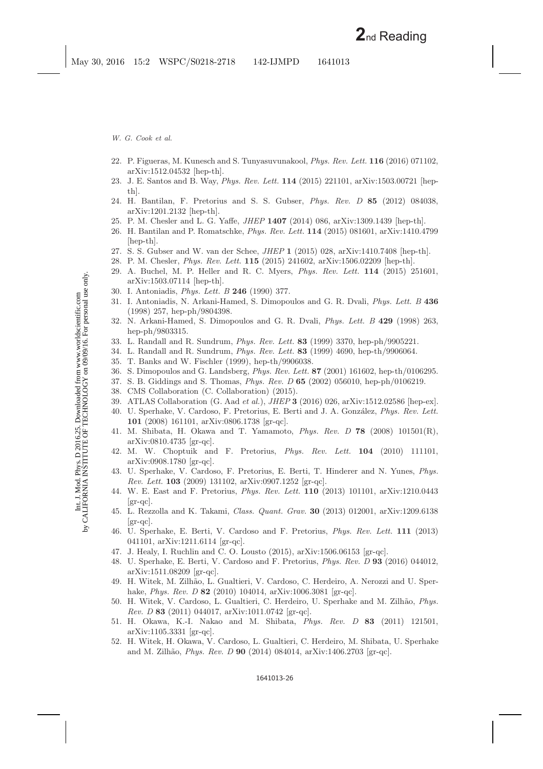22. P. Figueras, M. Kunesch and S. Tunyasuvunakool, *Phys. Rev. Lett.* **116** (2016) 071102, arXiv:1512.04532 [hep-th].
23. J. E. Santos and B. Way, *Phys. Rev. Lett.* **114** (2015) 221101, arXiv:1503.00721 [hep-th].
24. H. Bantilan, F. Pretorius and S. S. Gubser, *Phys. Rev. D* **85** (2012) 084038, arXiv:1201.2132 [hep-th].
25. P. M. Chesler and L. G. Yaffe, *JHEP* **1407** (2014) 086, arXiv:1309.1439 [hep-th].
26. H. Bantilan and P. Romatschke, *Phys. Rev. Lett.* **114** (2015) 081601, arXiv:1410.4799 [hep-th].
27. S. S. Gubser and W. van der Schee, *JHEP* **1** (2015) 028, arXiv:1410.7408 [hep-th].
28. P. M. Chesler, *Phys. Rev. Lett.* **115** (2015) 241602, arXiv:1506.02209 [hep-th].
29. A. Buchel, M. P. Heller and R. C. Myers, *Phys. Rev. Lett.* **114** (2015) 251601, arXiv:1503.07114 [hep-th].
30. I. Antoniadis, *Phys. Lett. B* **246** (1990) 377.
31. I. Antoniadis, N. Arkani-Hamed, S. Dimopoulos and G. R. Dvali, *Phys. Lett. B* **436** (1998) 257, hep-ph/9804398.
32. N. Arkani-Hamed, S. Dimopoulos and G. R. Dvali, *Phys. Lett. B* **429** (1998) 263, hep-ph/9803315.
33. L. Randall and R. Sundrum, *Phys. Rev. Lett.* **83** (1999) 3370, hep-ph/9905221.
34. L. Randall and R. Sundrum, *Phys. Rev. Lett.* **83** (1999) 4690, hep-th/9906064.
35. T. Banks and W. Fischler (1999), hep-th/9906038.
36. S. Dimopoulos and G. Landsberg, *Phys. Rev. Lett.* **87** (2001) 161602, hep-th/0106295.
37. S. B. Giddings and S. Thomas, *Phys. Rev. D* **65** (2002) 056010, hep-ph/0106219.
38. CMS Collaboration (C. Collaboration) (2015).
39. ATLAS Collaboration (G. Aad *et al.*), *JHEP* **3** (2016) 026, arXiv:1512.02586 [hep-ex].
40. U. Sperhake, V. Cardoso, F. Pretorius, E. Berti and J. A. González, *Phys. Rev. Lett.* **101** (2008) 161101, arXiv:0806.1738 [gr-qc].
41. M. Shibata, H. Okawa and T. Yamamoto, *Phys. Rev. D* **78** (2008) 101501(R), arXiv:0810.4735 [gr-qc].
42. M. W. Choptuik and F. Pretorius, *Phys. Rev. Lett.* **104** (2010) 111101, arXiv:0908.1780 [gr-qc].
43. U. Sperhake, V. Cardoso, F. Pretorius, E. Berti, T. Hinderer and N. Yunes, *Phys. Rev. Lett.* **103** (2009) 131102, arXiv:0907.1252 [gr-qc].
44. W. E. East and F. Pretorius, *Phys. Rev. Lett.* **110** (2013) 101101, arXiv:1210.0443 [gr-qc].
45. L. Rezzolla and K. Takami, *Class. Quant. Grav.* **30** (2013) 012001, arXiv:1209.6138 [gr-qc].
46. U. Sperhake, E. Berti, V. Cardoso and F. Pretorius, *Phys. Rev. Lett.* **111** (2013) 041101, arXiv:1211.6114 [gr-qc].
47. J. Healy, I. Ruchlin and C. O. Lousto (2015), arXiv:1506.06153 [gr-qc].
48. U. Sperhake, E. Berti, V. Cardoso and F. Pretorius, *Phys. Rev. D* **93** (2016) 044012, arXiv:1511.08209 [gr-qc].
49. H. Witek, M. Zilhão, L. Gualtieri, V. Cardoso, C. Herdeiro, A. Nerozzi and U. Sperhake, *Phys. Rev. D* **82** (2010) 104014, arXiv:1006.3081 [gr-qc].
50. H. Witek, V. Cardoso, L. Gualtieri, C. Herdeiro, U. Sperhake and M. Zilhão, *Phys. Rev. D* **83** (2011) 044017, arXiv:1011.0742 [gr-qc].
51. H. Okawa, K.-I. Nakao and M. Shibata, *Phys. Rev. D* **83** (2011) 121501, arXiv:1105.3331 [gr-qc].
52. H. Witek, H. Okawa, V. Cardoso, L. Gualtieri, C. Herdeiro, M. Shibata, U. Sperhake and M. Zilhão, *Phys. Rev. D* **90** (2014) 084014, arXiv:1406.2703 [gr-qc].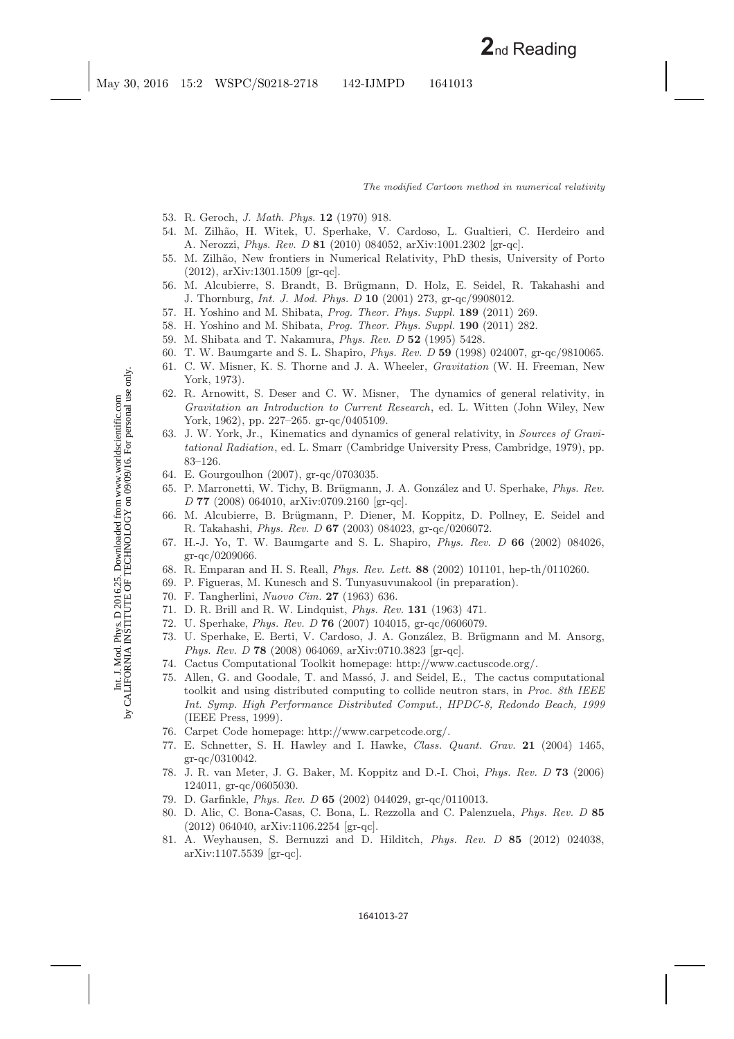53. R. Geroch, *J. Math. Phys.* **12** (1970) 918.
54. M. Zilhão, H. Witek, U. Sperhake, V. Cardoso, L. Gualtieri, C. Herdeiro and A. Nerozzi, *Phys. Rev. D* **81** (2010) 084052, arXiv:1001.2302 [gr-qc].
55. M. Zilhão, New frontiers in Numerical Relativity, PhD thesis, University of Porto (2012), arXiv:1301.1509 [gr-qc].
56. M. Alcubierre, S. Brandt, B. Brügmann, D. Holz, E. Seidel, R. Takahashi and J. Thornburg, *Int. J. Mod. Phys. D* **10** (2001) 273, gr-qc/9908012.
57. H. Yoshino and M. Shibata, *Prog. Theor. Phys. Suppl.* **189** (2011) 269.
58. H. Yoshino and M. Shibata, *Prog. Theor. Phys. Suppl.* **190** (2011) 282.
59. M. Shibata and T. Nakamura, *Phys. Rev. D* **52** (1995) 5428.
60. T. W. Baumgarte and S. L. Shapiro, *Phys. Rev. D* **59** (1998) 024007, gr-qc/9810065.
61. C. W. Misner, K. S. Thorne and J. A. Wheeler, *Gravitation* (W. H. Freeman, New York, 1973).
62. R. Arnowitt, S. Deser and C. W. Misner, The dynamics of general relativity, in *Gravitation an Introduction to Current Research*, ed. L. Witten (John Wiley, New York, 1962), pp. 227–265. gr-qc/0405109.
63. J. W. York, Jr., Kinematics and dynamics of general relativity, in *Sources of Gravitational Radiation*, ed. L. Smarr (Cambridge University Press, Cambridge, 1979), pp. 83–126.
64. E. Gourgoulhon (2007), gr-qc/0703035.
65. P. Marronetti, W. Tichy, B. Brügmann, J. A. González and U. Sperhake, *Phys. Rev. D* **77** (2008) 064010, arXiv:0709.2160 [gr-qc].
66. M. Alcubierre, B. Brügmann, P. Diener, M. Koppitz, D. Pollney, E. Seidel and R. Takahashi, *Phys. Rev. D* **67** (2003) 084023, gr-qc/0206072.
67. H.-J. Yo, T. W. Baumgarte and S. L. Shapiro, *Phys. Rev. D* **66** (2002) 084026, gr-qc/0209066.
68. R. Emparan and H. S. Reall, *Phys. Rev. Lett.* **88** (2002) 101101, hep-th/0110260.
69. P. Figueras, M. Kunesch and S. Tunyasuvunakool (in preparation).
70. F. Tangherlini, *Nuovo Cim.* **27** (1963) 636.
71. D. R. Brill and R. W. Lindquist, *Phys. Rev.* **131** (1963) 471.
72. U. Sperhake, *Phys. Rev. D* **76** (2007) 104015, gr-qc/0606079.
73. U. Sperhake, E. Berti, V. Cardoso, J. A. González, B. Brügmann and M. Ansorg, *Phys. Rev. D* **78** (2008) 064069, arXiv:0710.3823 [gr-qc].
74. Cactus Computational Toolkit homepage: http://www.cactuscode.org/.
75. Allen, G. and Goodale, T. and Massó, J. and Seidel, E., The cactus computational toolkit and using distributed computing to collide neutron stars, in *Proc. 8th IEEE Int. Symp. High Performance Distributed Comput., HPDC-8, Redondo Beach, 1999* (IEEE Press, 1999).
76. Carpet Code homepage: http://www.carpetcode.org/.
77. E. Schnetter, S. H. Hawley and I. Hawke, *Class. Quant. Grav.* **21** (2004) 1465, gr-qc/0310042.
78. J. R. van Meter, J. G. Baker, M. Koppitz and D.-I. Choi, *Phys. Rev. D* **73** (2006) 124011, gr-qc/0605030.
79. D. Garfinkle, *Phys. Rev. D* **65** (2002) 044029, gr-qc/0110013.
80. D. Alic, C. Bona-Casas, C. Bona, L. Rezzolla and C. Palenzuela, *Phys. Rev. D* **85** (2012) 064040, arXiv:1106.2254 [gr-qc].
81. A. Weyhausen, S. Bernuzzi and D. Hilditch, *Phys. Rev. D* **85** (2012) 024038, arXiv:1107.5539 [gr-qc].